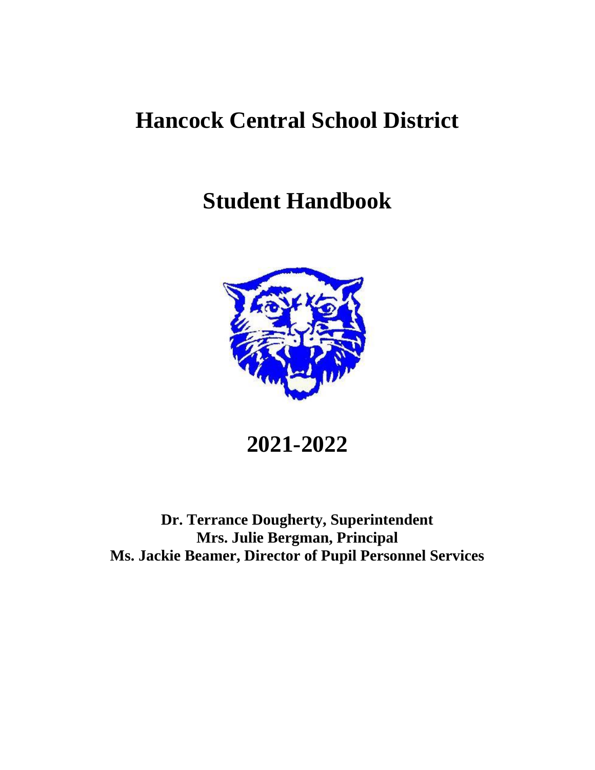# Hancock Central School District

# Student Handbook

# 2021-2022

**Dr. Terrance Dougherty, Superintendent**
**Mrs. Julie Bergman, Principal**
**Ms. Jackie Beamer, Director of Pupil Personnel Services**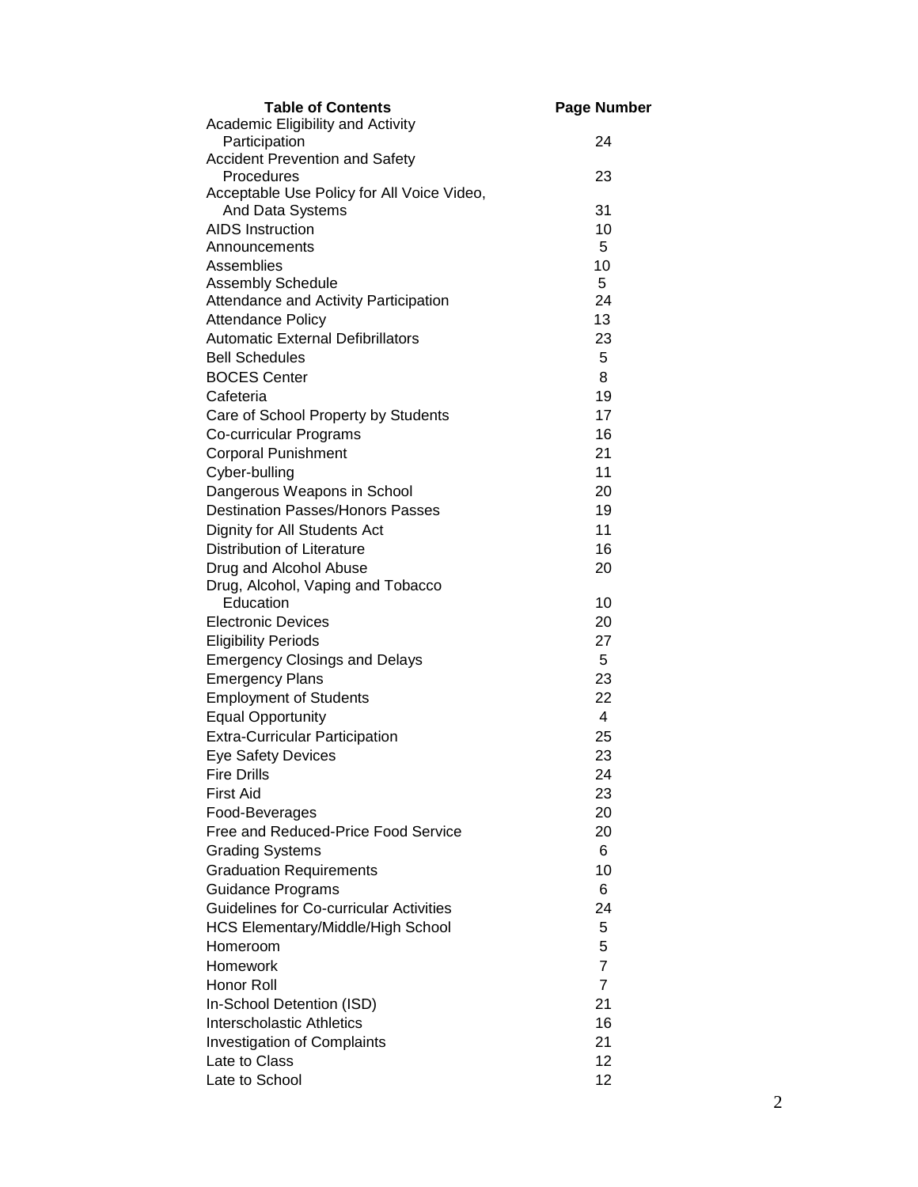| Table of Contents | Page Number |
|---|---|
| Academic Eligibility and Activity Participation | 24 |
| Accident Prevention and Safety Procedures | 23 |
| Acceptable Use Policy for All Voice Video, And Data Systems | 31 |
| AIDS Instruction | 10 |
| Announcements | 5 |
| Assemblies | 10 |
| Assembly Schedule | 5 |
| Attendance and Activity Participation | 24 |
| Attendance Policy | 13 |
| Automatic External Defibrillators | 23 |
| Bell Schedules | 5 |
| BOCES Center | 8 |
| Cafeteria | 19 |
| Care of School Property by Students | 17 |
| Co-curricular Programs | 16 |
| Corporal Punishment | 21 |
| Cyber-bulling | 11 |
| Dangerous Weapons in School | 20 |
| Destination Passes/Honors Passes | 19 |
| Dignity for All Students Act | 11 |
| Distribution of Literature | 16 |
| Drug and Alcohol Abuse | 20 |
| Drug, Alcohol, Vaping and Tobacco Education | 10 |
| Electronic Devices | 20 |
| Eligibility Periods | 27 |
| Emergency Closings and Delays | 5 |
| Emergency Plans | 23 |
| Employment of Students | 22 |
| Equal Opportunity | 4 |
| Extra-Curricular Participation | 25 |
| Eye Safety Devices | 23 |
| Fire Drills | 24 |
| First Aid | 23 |
| Food-Beverages | 20 |
| Free and Reduced-Price Food Service | 20 |
| Grading Systems | 6 |
| Graduation Requirements | 10 |
| Guidance Programs | 6 |
| Guidelines for Co-curricular Activities | 24 |
| HCS Elementary/Middle/High School | 5 |
| Homeroom | 5 |
| Homework | 7 |
| Honor Roll | 7 |
| In-School Detention (ISD) | 21 |
| Interscholastic Athletics | 16 |
| Investigation of Complaints | 21 |
| Late to Class | 12 |
| Late to School | 12 |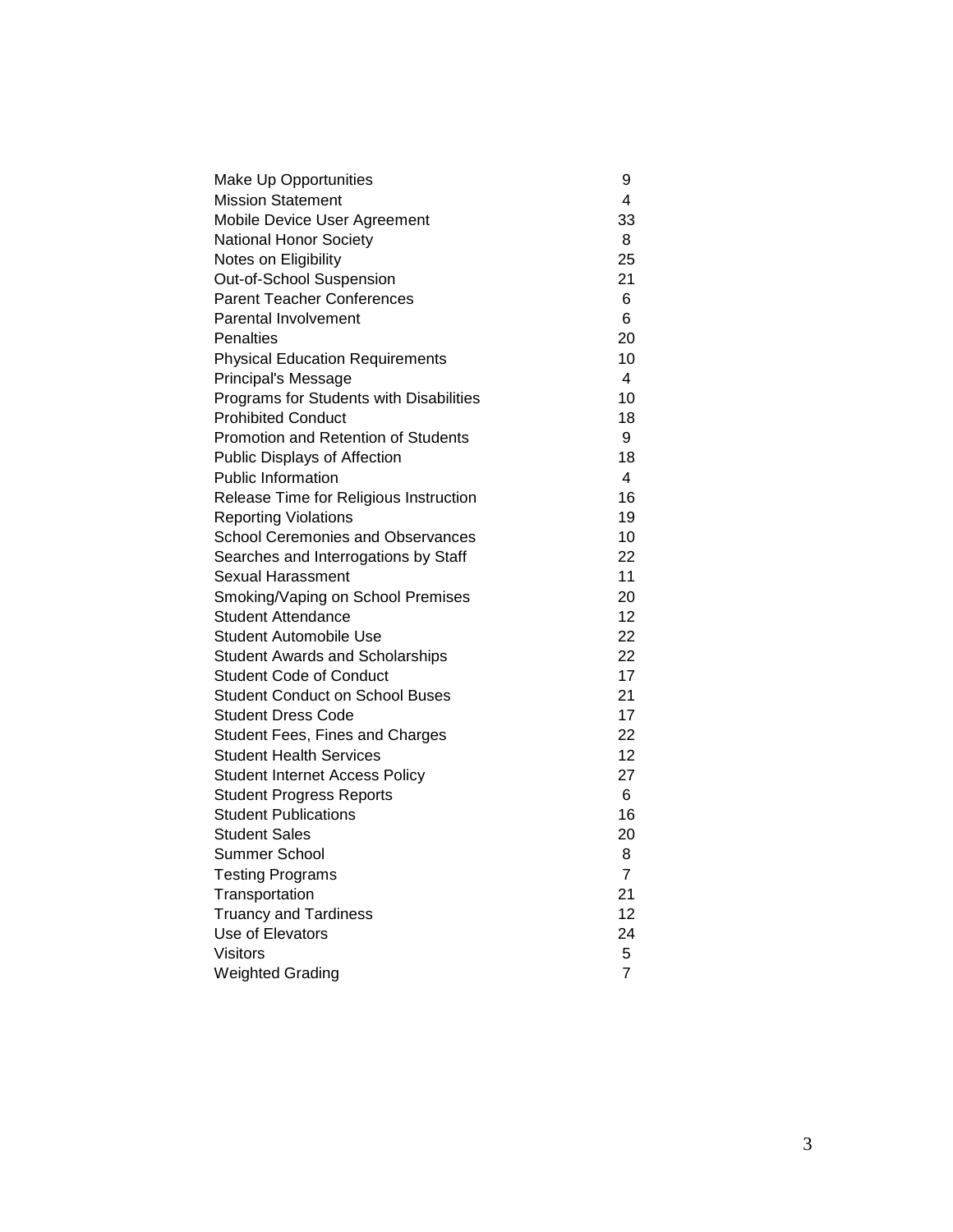| | |
|---|---|
| Make Up Opportunities | 9 |
| Mission Statement | 4 |
| Mobile Device User Agreement | 33 |
| National Honor Society | 8 |
| Notes on Eligibility | 25 |
| Out-of-School Suspension | 21 |
| Parent Teacher Conferences | 6 |
| Parental Involvement | 6 |
| Penalties | 20 |
| Physical Education Requirements | 10 |
| Principal's Message | 4 |
| Programs for Students with Disabilities | 10 |
| Prohibited Conduct | 18 |
| Promotion and Retention of Students | 9 |
| Public Displays of Affection | 18 |
| Public Information | 4 |
| Release Time for Religious Instruction | 16 |
| Reporting Violations | 19 |
| School Ceremonies and Observances | 10 |
| Searches and Interrogations by Staff | 22 |
| Sexual Harassment | 11 |
| Smoking/Vaping on School Premises | 20 |
| Student Attendance | 12 |
| Student Automobile Use | 22 |
| Student Awards and Scholarships | 22 |
| Student Code of Conduct | 17 |
| Student Conduct on School Buses | 21 |
| Student Dress Code | 17 |
| Student Fees, Fines and Charges | 22 |
| Student Health Services | 12 |
| Student Internet Access Policy | 27 |
| Student Progress Reports | 6 |
| Student Publications | 16 |
| Student Sales | 20 |
| Summer School | 8 |
| Testing Programs | 7 |
| Transportation | 21 |
| Truancy and Tardiness | 12 |
| Use of Elevators | 24 |
| Visitors | 5 |
| Weighted Grading | 7 |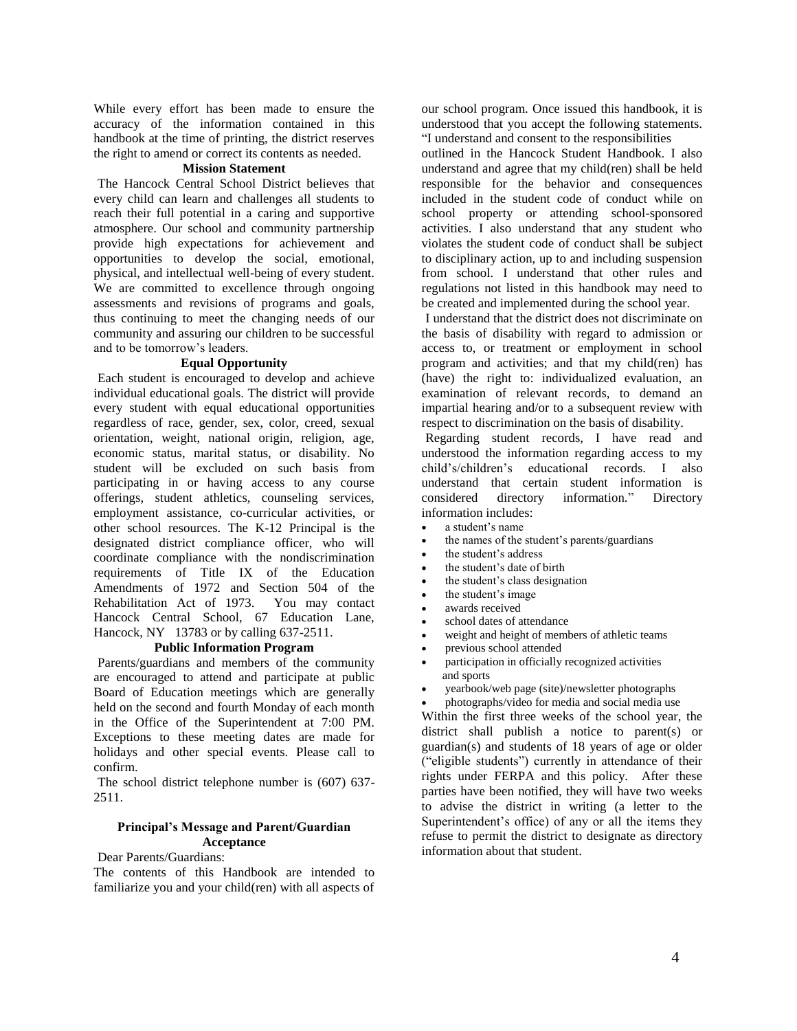While every effort has been made to ensure the accuracy of the information contained in this handbook at the time of printing, the district reserves the right to amend or correct its contents as needed.

## Mission Statement

The Hancock Central School District believes that every child can learn and challenges all students to reach their full potential in a caring and supportive atmosphere. Our school and community partnership provide high expectations for achievement and opportunities to develop the social, emotional, physical, and intellectual well-being of every student. We are committed to excellence through ongoing assessments and revisions of programs and goals, thus continuing to meet the changing needs of our community and assuring our children to be successful and to be tomorrow's leaders.

## Equal Opportunity

Each student is encouraged to develop and achieve individual educational goals. The district will provide every student with equal educational opportunities regardless of race, gender, sex, color, creed, sexual orientation, weight, national origin, religion, age, economic status, marital status, or disability. No student will be excluded on such basis from participating in or having access to any course offerings, student athletics, counseling services, employment assistance, co-curricular activities, or other school resources. The K-12 Principal is the designated district compliance officer, who will coordinate compliance with the nondiscrimination requirements of Title IX of the Education Amendments of 1972 and Section 504 of the Rehabilitation Act of 1973. You may contact Hancock Central School, 67 Education Lane, Hancock, NY 13783 or by calling 637-2511.

## Public Information Program

Parents/guardians and members of the community are encouraged to attend and participate at public Board of Education meetings which are generally held on the second and fourth Monday of each month in the Office of the Superintendent at 7:00 PM. Exceptions to these meeting dates are made for holidays and other special events. Please call to confirm.

The school district telephone number is (607) 637-2511.

## Principal's Message and Parent/Guardian Acceptance

Dear Parents/Guardians:

The contents of this Handbook are intended to familiarize you and your child(ren) with all aspects of our school program. Once issued this handbook, it is understood that you accept the following statements. "I understand and consent to the responsibilities outlined in the Hancock Student Handbook. I also understand and agree that my child(ren) shall be held responsible for the behavior and consequences included in the student code of conduct while on school property or attending school-sponsored activities. I also understand that any student who violates the student code of conduct shall be subject to disciplinary action, up to and including suspension from school. I understand that other rules and regulations not listed in this handbook may need to be created and implemented during the school year.

I understand that the district does not discriminate on the basis of disability with regard to admission or access to, or treatment or employment in school program and activities; and that my child(ren) has (have) the right to: individualized evaluation, an examination of relevant records, to demand an impartial hearing and/or to a subsequent review with respect to discrimination on the basis of disability.

Regarding student records, I have read and understood the information regarding access to my child's/children's educational records. I also understand that certain student information is considered directory information." Directory information includes:

- a student's name
- the names of the student's parents/guardians
- the student's address
- the student's date of birth
- the student's class designation
- the student's image
- awards received
- school dates of attendance
- weight and height of members of athletic teams
- previous school attended
- participation in officially recognized activities and sports
- yearbook/web page (site)/newsletter photographs
- photographs/video for media and social media use

Within the first three weeks of the school year, the district shall publish a notice to parent(s) or guardian(s) and students of 18 years of age or older ("eligible students") currently in attendance of their rights under FERPA and this policy. After these parties have been notified, they will have two weeks to advise the district in writing (a letter to the Superintendent's office) of any or all the items they refuse to permit the district to designate as directory information about that student.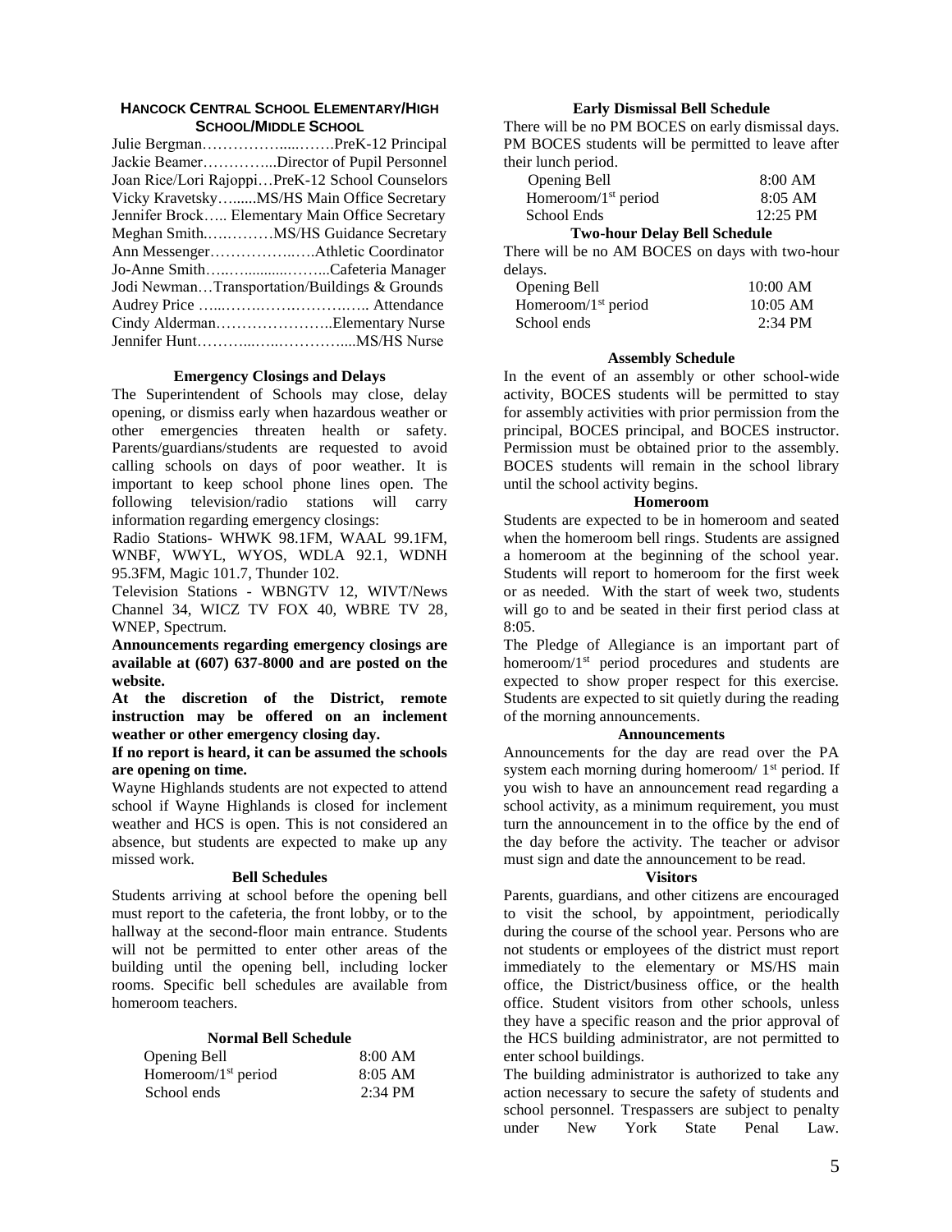## HANCOCK CENTRAL SCHOOL ELEMENTARY/HIGH SCHOOL/MIDDLE SCHOOL

Julie Bergman……………....…….PreK-12 Principal
Jackie Beamer…………...Director of Pupil Personnel
Joan Rice/Lori Rajoppi…PreK-12 School Counselors
Vicky Kravetsky…......MS/HS Main Office Secretary
Jennifer Brock….. Elementary Main Office Secretary
Meghan Smith.….………MS/HS Guidance Secretary
Ann Messenger……………..….Athletic Coordinator
Jo-Anne Smith…..…..........……..Cafeteria Manager
Jodi Newman…Transportation/Buildings & Grounds
Audrey Price …..……….…….……….. Attendance
Cindy Alderman…………………..Elementary Nurse
Jennifer Hunt………..…..…………....MS/HS Nurse

### Emergency Closings and Delays

The Superintendent of Schools may close, delay opening, or dismiss early when hazardous weather or other emergencies threaten health or safety. Parents/guardians/students are requested to avoid calling schools on days of poor weather. It is important to keep school phone lines open. The following television/radio stations will carry information regarding emergency closings:

Radio Stations- WHWK 98.1FM, WAAL 99.1FM, WNBF, WWYL, WYOS, WDLA 92.1, WDNH 95.3FM, Magic 101.7, Thunder 102.

Television Stations - WBNGTV 12, WIVT/News Channel 34, WICZ TV FOX 40, WBRE TV 28, WNEP, Spectrum.

**Announcements regarding emergency closings are available at (607) 637-8000 and are posted on the website.**

**At the discretion of the District, remote instruction may be offered on an inclement weather or other emergency closing day.**

**If no report is heard, it can be assumed the schools are opening on time.**

Wayne Highlands students are not expected to attend school if Wayne Highlands is closed for inclement weather and HCS is open. This is not considered an absence, but students are expected to make up any missed work.

### Bell Schedules

Students arriving at school before the opening bell must report to the cafeteria, the front lobby, or to the hallway at the second-floor main entrance. Students will not be permitted to enter other areas of the building until the opening bell, including locker rooms. Specific bell schedules are available from homeroom teachers.

#### Normal Bell Schedule

| | |
|---|---|
| Opening Bell | 8:00 AM |
| Homeroom/1st period | 8:05 AM |
| School ends | 2:34 PM |

#### Early Dismissal Bell Schedule

There will be no PM BOCES on early dismissal days. PM BOCES students will be permitted to leave after their lunch period.

| | |
|---|---|
| Opening Bell | 8:00 AM |
| Homeroom/1st period | 8:05 AM |
| School Ends | 12:25 PM |

#### Two-hour Delay Bell Schedule

There will be no AM BOCES on days with two-hour delays.

| | |
|---|---|
| Opening Bell | 10:00 AM |
| Homeroom/1st period | 10:05 AM |
| School ends | 2:34 PM |

### Assembly Schedule

In the event of an assembly or other school-wide activity, BOCES students will be permitted to stay for assembly activities with prior permission from the principal, BOCES principal, and BOCES instructor. Permission must be obtained prior to the assembly. BOCES students will remain in the school library until the school activity begins.

### Homeroom

Students are expected to be in homeroom and seated when the homeroom bell rings. Students are assigned a homeroom at the beginning of the school year. Students will report to homeroom for the first week or as needed. With the start of week two, students will go to and be seated in their first period class at 8:05.

The Pledge of Allegiance is an important part of homeroom/1st period procedures and students are expected to show proper respect for this exercise. Students are expected to sit quietly during the reading of the morning announcements.

### Announcements

Announcements for the day are read over the PA system each morning during homeroom/ 1st period. If you wish to have an announcement read regarding a school activity, as a minimum requirement, you must turn the announcement in to the office by the end of the day before the activity. The teacher or advisor must sign and date the announcement to be read.

### Visitors

Parents, guardians, and other citizens are encouraged to visit the school, by appointment, periodically during the course of the school year. Persons who are not students or employees of the district must report immediately to the elementary or MS/HS main office, the District/business office, or the health office. Student visitors from other schools, unless they have a specific reason and the prior approval of the HCS building administrator, are not permitted to enter school buildings.

The building administrator is authorized to take any action necessary to secure the safety of students and school personnel. Trespassers are subject to penalty under New York State Penal Law.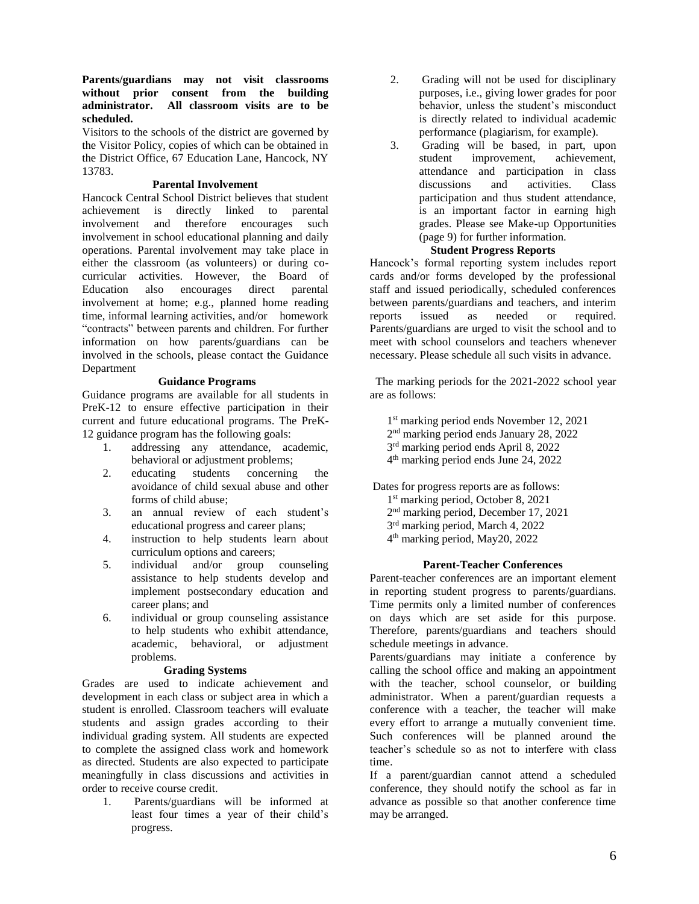**Parents/guardians may not visit classrooms without prior consent from the building administrator. All classroom visits are to be scheduled.**

Visitors to the schools of the district are governed by the Visitor Policy, copies of which can be obtained in the District Office, 67 Education Lane, Hancock, NY 13783.

### Parental Involvement

Hancock Central School District believes that student achievement is directly linked to parental involvement and therefore encourages such involvement in school educational planning and daily operations. Parental involvement may take place in either the classroom (as volunteers) or during co-curricular activities. However, the Board of Education also encourages direct parental involvement at home; e.g., planned home reading time, informal learning activities, and/or homework "contracts" between parents and children. For further information on how parents/guardians can be involved in the schools, please contact the Guidance Department

### Guidance Programs

Guidance programs are available for all students in PreK-12 to ensure effective participation in their current and future educational programs. The PreK-12 guidance program has the following goals:

1. addressing any attendance, academic, behavioral or adjustment problems;
2. educating students concerning the avoidance of child sexual abuse and other forms of child abuse;
3. an annual review of each student's educational progress and career plans;
4. instruction to help students learn about curriculum options and careers;
5. individual and/or group counseling assistance to help students develop and implement postsecondary education and career plans; and
6. individual or group counseling assistance to help students who exhibit attendance, academic, behavioral, or adjustment problems.

### Grading Systems

Grades are used to indicate achievement and development in each class or subject area in which a student is enrolled. Classroom teachers will evaluate students and assign grades according to their individual grading system. All students are expected to complete the assigned class work and homework as directed. Students are also expected to participate meaningfully in class discussions and activities in order to receive course credit.

1. Parents/guardians will be informed at least four times a year of their child's progress.
2. Grading will not be used for disciplinary purposes, i.e., giving lower grades for poor behavior, unless the student's misconduct is directly related to individual academic performance (plagiarism, for example).
3. Grading will be based, in part, upon student improvement, achievement, attendance and participation in class discussions and activities. Class participation and thus student attendance, is an important factor in earning high grades. Please see Make-up Opportunities (page 9) for further information.

### Student Progress Reports

Hancock's formal reporting system includes report cards and/or forms developed by the professional staff and issued periodically, scheduled conferences between parents/guardians and teachers, and interim reports issued as needed or required. Parents/guardians are urged to visit the school and to meet with school counselors and teachers whenever necessary. Please schedule all such visits in advance.

The marking periods for the 2021-2022 school year are as follows:

1st marking period ends November 12, 2021
2nd marking period ends January 28, 2022
3rd marking period ends April 8, 2022
4th marking period ends June 24, 2022

Dates for progress reports are as follows:

1st marking period, October 8, 2021
2nd marking period, December 17, 2021
3rd marking period, March 4, 2022
4th marking period, May20, 2022

### Parent-Teacher Conferences

Parent-teacher conferences are an important element in reporting student progress to parents/guardians. Time permits only a limited number of conferences on days which are set aside for this purpose. Therefore, parents/guardians and teachers should schedule meetings in advance.

Parents/guardians may initiate a conference by calling the school office and making an appointment with the teacher, school counselor, or building administrator. When a parent/guardian requests a conference with a teacher, the teacher will make every effort to arrange a mutually convenient time. Such conferences will be planned around the teacher's schedule so as not to interfere with class time.

If a parent/guardian cannot attend a scheduled conference, they should notify the school as far in advance as possible so that another conference time may be arranged.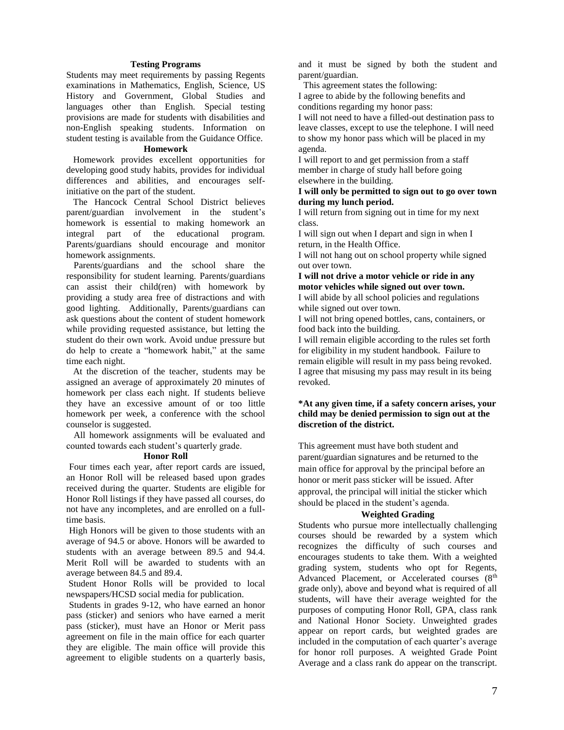### Testing Programs

Students may meet requirements by passing Regents examinations in Mathematics, English, Science, US History and Government, Global Studies and languages other than English. Special testing provisions are made for students with disabilities and non-English speaking students. Information on student testing is available from the Guidance Office.

### Homework

Homework provides excellent opportunities for developing good study habits, provides for individual differences and abilities, and encourages self-initiative on the part of the student.

The Hancock Central School District believes parent/guardian involvement in the student's homework is essential to making homework an integral part of the educational program. Parents/guardians should encourage and monitor homework assignments.

Parents/guardians and the school share the responsibility for student learning. Parents/guardians can assist their child(ren) with homework by providing a study area free of distractions and with good lighting. Additionally, Parents/guardians can ask questions about the content of student homework while providing requested assistance, but letting the student do their own work. Avoid undue pressure but do help to create a "homework habit," at the same time each night.

At the discretion of the teacher, students may be assigned an average of approximately 20 minutes of homework per class each night. If students believe they have an excessive amount of or too little homework per week, a conference with the school counselor is suggested.

All homework assignments will be evaluated and counted towards each student's quarterly grade.

### Honor Roll

Four times each year, after report cards are issued, an Honor Roll will be released based upon grades received during the quarter. Students are eligible for Honor Roll listings if they have passed all courses, do not have any incompletes, and are enrolled on a full-time basis.

High Honors will be given to those students with an average of 94.5 or above. Honors will be awarded to students with an average between 89.5 and 94.4. Merit Roll will be awarded to students with an average between 84.5 and 89.4.

Student Honor Rolls will be provided to local newspapers/HCSD social media for publication.

Students in grades 9-12, who have earned an honor pass (sticker) and seniors who have earned a merit pass (sticker), must have an Honor or Merit pass agreement on file in the main office for each quarter they are eligible. The main office will provide this agreement to eligible students on a quarterly basis, and it must be signed by both the student and parent/guardian.

This agreement states the following:

I agree to abide by the following benefits and conditions regarding my honor pass:

I will not need to have a filled-out destination pass to leave classes, except to use the telephone. I will need to show my honor pass which will be placed in my agenda.

I will report to and get permission from a staff member in charge of study hall before going elsewhere in the building.

**I will only be permitted to sign out to go over town during my lunch period.**

I will return from signing out in time for my next class.

I will sign out when I depart and sign in when I return, in the Health Office.

I will not hang out on school property while signed out over town.

**I will not drive a motor vehicle or ride in any motor vehicles while signed out over town.**

I will abide by all school policies and regulations while signed out over town.

I will not bring opened bottles, cans, containers, or food back into the building.

I will remain eligible according to the rules set forth for eligibility in my student handbook. Failure to remain eligible will result in my pass being revoked. I agree that misusing my pass may result in its being revoked.

**\*At any given time, if a safety concern arises, your child may be denied permission to sign out at the discretion of the district.**

This agreement must have both student and parent/guardian signatures and be returned to the main office for approval by the principal before an honor or merit pass sticker will be issued. After approval, the principal will initial the sticker which should be placed in the student's agenda.

### Weighted Grading

Students who pursue more intellectually challenging courses should be rewarded by a system which recognizes the difficulty of such courses and encourages students to take them. With a weighted grading system, students who opt for Regents, Advanced Placement, or Accelerated courses (8th grade only), above and beyond what is required of all students, will have their average weighted for the purposes of computing Honor Roll, GPA, class rank and National Honor Society. Unweighted grades appear on report cards, but weighted grades are included in the computation of each quarter's average for honor roll purposes. A weighted Grade Point Average and a class rank do appear on the transcript.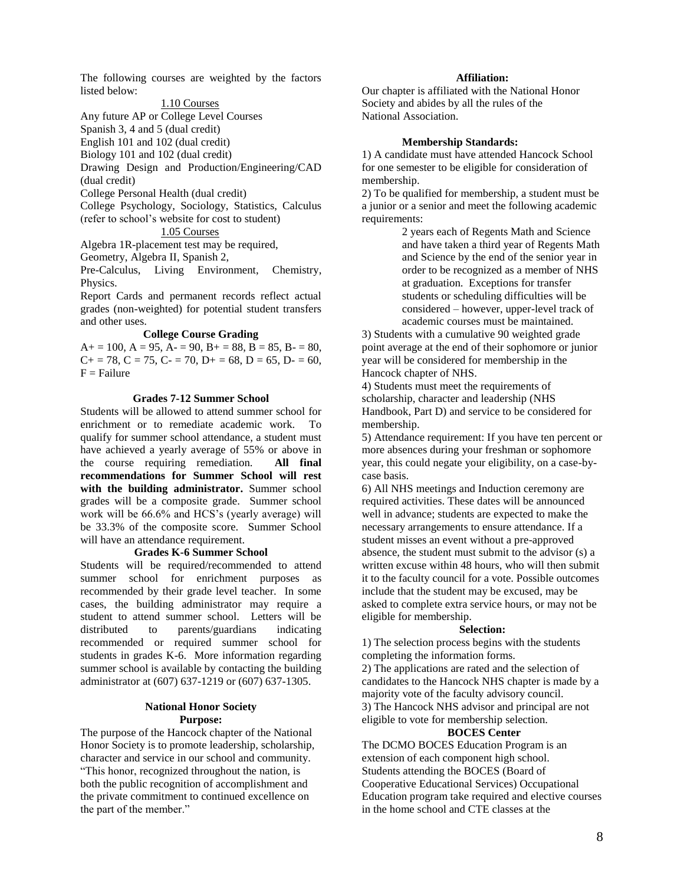The following courses are weighted by the factors listed below:

1.10 Courses

Any future AP or College Level Courses
Spanish 3, 4 and 5 (dual credit)
English 101 and 102 (dual credit)
Biology 101 and 102 (dual credit)
Drawing Design and Production/Engineering/CAD (dual credit)
College Personal Health (dual credit)
College Psychology, Sociology, Statistics, Calculus (refer to school's website for cost to student)

1.05 Courses

Algebra 1R-placement test may be required,
Geometry, Algebra II, Spanish 2,
Pre-Calculus, Living Environment, Chemistry, Physics.

Report Cards and permanent records reflect actual grades (non-weighted) for potential student transfers and other uses.

**College Course Grading**

A+ = 100, A = 95, A- = 90, B+ = 88, B = 85, B- = 80, C+ = 78, C = 75, C- = 70, D+ = 68, D = 65, D- = 60, F = Failure

**Grades 7-12 Summer School**

Students will be allowed to attend summer school for enrichment or to remediate academic work. To qualify for summer school attendance, a student must have achieved a yearly average of 55% or above in the course requiring remediation. **All final recommendations for Summer School will rest with the building administrator.** Summer school grades will be a composite grade. Summer school work will be 66.6% and HCS's (yearly average) will be 33.3% of the composite score. Summer School will have an attendance requirement.

**Grades K-6 Summer School**

Students will be required/recommended to attend summer school for enrichment purposes as recommended by their grade level teacher. In some cases, the building administrator may require a student to attend summer school. Letters will be distributed to parents/guardians indicating recommended or required summer school for students in grades K-6. More information regarding summer school is available by contacting the building administrator at (607) 637-1219 or (607) 637-1305.

## National Honor Society

**Purpose:**

The purpose of the Hancock chapter of the National Honor Society is to promote leadership, scholarship, character and service in our school and community. "This honor, recognized throughout the nation, is both the public recognition of accomplishment and the private commitment to continued excellence on the part of the member."

**Affiliation:**

Our chapter is affiliated with the National Honor Society and abides by all the rules of the National Association.

**Membership Standards:**

1) A candidate must have attended Hancock School for one semester to be eligible for consideration of membership.
2) To be qualified for membership, a student must be a junior or a senior and meet the following academic requirements:

> 2 years each of Regents Math and Science and have taken a third year of Regents Math and Science by the end of the senior year in order to be recognized as a member of NHS at graduation. Exceptions for transfer students or scheduling difficulties will be considered – however, upper-level track of academic courses must be maintained.

3) Students with a cumulative 90 weighted grade point average at the end of their sophomore or junior year will be considered for membership in the Hancock chapter of NHS.
4) Students must meet the requirements of scholarship, character and leadership (NHS Handbook, Part D) and service to be considered for membership.
5) Attendance requirement: If you have ten percent or more absences during your freshman or sophomore year, this could negate your eligibility, on a case-by-case basis.
6) All NHS meetings and Induction ceremony are required activities. These dates will be announced well in advance; students are expected to make the necessary arrangements to ensure attendance. If a student misses an event without a pre-approved absence, the student must submit to the advisor (s) a written excuse within 48 hours, who will then submit it to the faculty council for a vote. Possible outcomes include that the student may be excused, may be asked to complete extra service hours, or may not be eligible for membership.

**Selection:**

1) The selection process begins with the students completing the information forms.
2) The applications are rated and the selection of candidates to the Hancock NHS chapter is made by a majority vote of the faculty advisory council.
3) The Hancock NHS advisor and principal are not eligible to vote for membership selection.

**BOCES Center**

The DCMO BOCES Education Program is an extension of each component high school. Students attending the BOCES (Board of Cooperative Educational Services) Occupational Education program take required and elective courses in the home school and CTE classes at the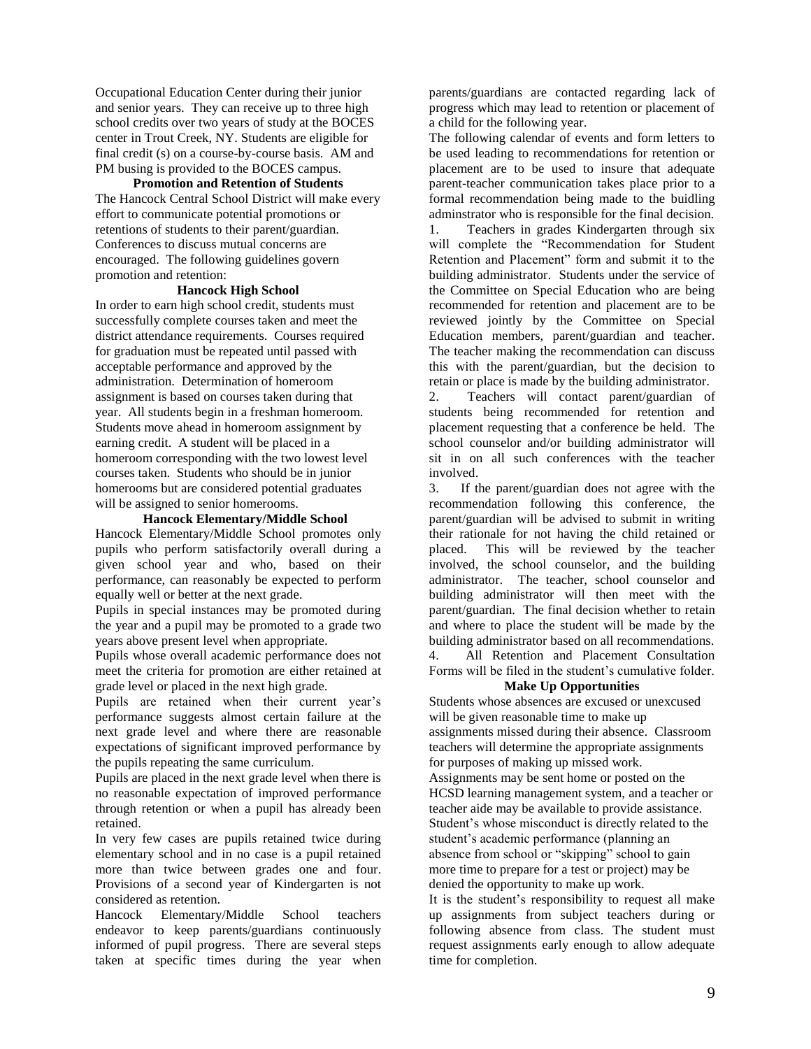Occupational Education Center during their junior and senior years. They can receive up to three high school credits over two years of study at the BOCES center in Trout Creek, NY. Students are eligible for final credit (s) on a course-by-course basis. AM and PM busing is provided to the BOCES campus.

## Promotion and Retention of Students

The Hancock Central School District will make every effort to communicate potential promotions or retentions of students to their parent/guardian. Conferences to discuss mutual concerns are encouraged. The following guidelines govern promotion and retention:

### Hancock High School

In order to earn high school credit, students must successfully complete courses taken and meet the district attendance requirements. Courses required for graduation must be repeated until passed with acceptable performance and approved by the administration. Determination of homeroom assignment is based on courses taken during that year. All students begin in a freshman homeroom. Students move ahead in homeroom assignment by earning credit. A student will be placed in a homeroom corresponding with the two lowest level courses taken. Students who should be in junior homerooms but are considered potential graduates will be assigned to senior homerooms.

### Hancock Elementary/Middle School

Hancock Elementary/Middle School promotes only pupils who perform satisfactorily overall during a given school year and who, based on their performance, can reasonably be expected to perform equally well or better at the next grade.

Pupils in special instances may be promoted during the year and a pupil may be promoted to a grade two years above present level when appropriate.

Pupils whose overall academic performance does not meet the criteria for promotion are either retained at grade level or placed in the next high grade.

Pupils are retained when their current year's performance suggests almost certain failure at the next grade level and where there are reasonable expectations of significant improved performance by the pupils repeating the same curriculum.

Pupils are placed in the next grade level when there is no reasonable expectation of improved performance through retention or when a pupil has already been retained.

In very few cases are pupils retained twice during elementary school and in no case is a pupil retained more than twice between grades one and four. Provisions of a second year of Kindergarten is not considered as retention.

Hancock Elementary/Middle School teachers endeavor to keep parents/guardians continuously informed of pupil progress. There are several steps taken at specific times during the year when parents/guardians are contacted regarding lack of progress which may lead to retention or placement of a child for the following year.

The following calendar of events and form letters to be used leading to recommendations for retention or placement are to be used to insure that adequate parent-teacher communication takes place prior to a formal recommendation being made to the buidling adminstrator who is responsible for the final decision.

1. Teachers in grades Kindergarten through six will complete the "Recommendation for Student Retention and Placement" form and submit it to the building administrator. Students under the service of the Committee on Special Education who are being recommended for retention and placement are to be reviewed jointly by the Committee on Special Education members, parent/guardian and teacher. The teacher making the recommendation can discuss this with the parent/guardian, but the decision to retain or place is made by the building administrator.
2. Teachers will contact parent/guardian of students being recommended for retention and placement requesting that a conference be held. The school counselor and/or building administrator will sit in on all such conferences with the teacher involved.
3. If the parent/guardian does not agree with the recommendation following this conference, the parent/guardian will be advised to submit in writing their rationale for not having the child retained or placed. This will be reviewed by the teacher involved, the school counselor, and the building administrator. The teacher, school counselor and building administrator will then meet with the parent/guardian. The final decision whether to retain and where to place the student will be made by the building administrator based on all recommendations.
4. All Retention and Placement Consultation Forms will be filed in the student's cumulative folder.

## Make Up Opportunities

Students whose absences are excused or unexcused will be given reasonable time to make up assignments missed during their absence. Classroom teachers will determine the appropriate assignments for purposes of making up missed work.

Assignments may be sent home or posted on the HCSD learning management system, and a teacher or teacher aide may be available to provide assistance.

Student's whose misconduct is directly related to the student's academic performance (planning an absence from school or "skipping" school to gain more time to prepare for a test or project) may be denied the opportunity to make up work.

It is the student's responsibility to request all make up assignments from subject teachers during or following absence from class. The student must request assignments early enough to allow adequate time for completion.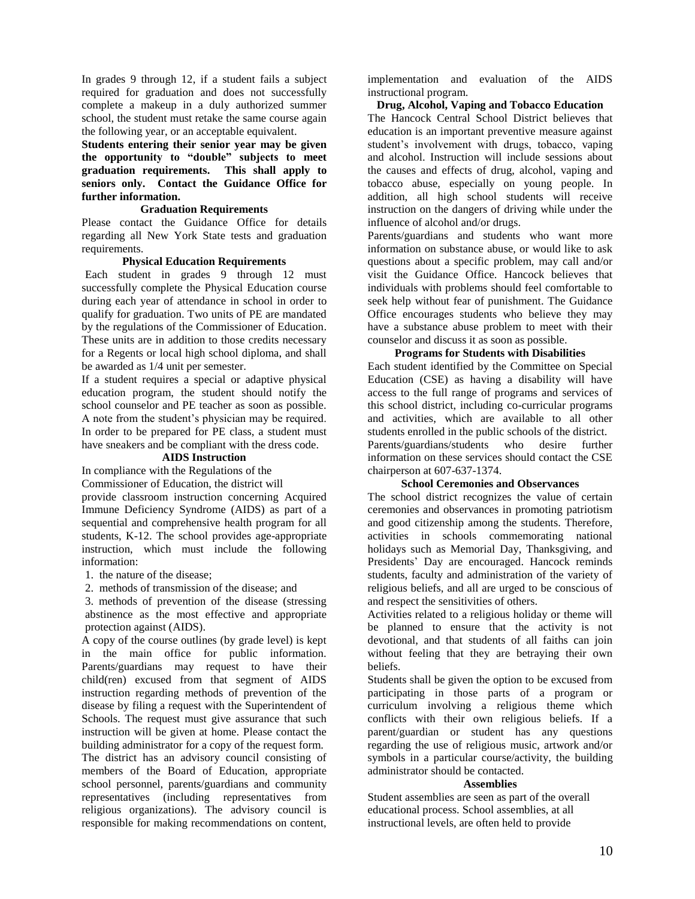In grades 9 through 12, if a student fails a subject required for graduation and does not successfully complete a makeup in a duly authorized summer school, the student must retake the same course again the following year, or an acceptable equivalent.

**Students entering their senior year may be given the opportunity to "double" subjects to meet graduation requirements. This shall apply to seniors only. Contact the Guidance Office for further information.**

### Graduation Requirements

Please contact the Guidance Office for details regarding all New York State tests and graduation requirements.

### Physical Education Requirements

Each student in grades 9 through 12 must successfully complete the Physical Education course during each year of attendance in school in order to qualify for graduation. Two units of PE are mandated by the regulations of the Commissioner of Education. These units are in addition to those credits necessary for a Regents or local high school diploma, and shall be awarded as 1/4 unit per semester.

If a student requires a special or adaptive physical education program, the student should notify the school counselor and PE teacher as soon as possible. A note from the student's physician may be required. In order to be prepared for PE class, a student must have sneakers and be compliant with the dress code.

### AIDS Instruction

In compliance with the Regulations of the Commissioner of Education, the district will provide classroom instruction concerning Acquired Immune Deficiency Syndrome (AIDS) as part of a sequential and comprehensive health program for all students, K-12. The school provides age-appropriate instruction, which must include the following information:

1. the nature of the disease;
2. methods of transmission of the disease; and
3. methods of prevention of the disease (stressing abstinence as the most effective and appropriate protection against (AIDS).

A copy of the course outlines (by grade level) is kept in the main office for public information. Parents/guardians may request to have their child(ren) excused from that segment of AIDS instruction regarding methods of prevention of the disease by filing a request with the Superintendent of Schools. The request must give assurance that such instruction will be given at home. Please contact the building administrator for a copy of the request form.

The district has an advisory council consisting of members of the Board of Education, appropriate school personnel, parents/guardians and community representatives (including representatives from religious organizations). The advisory council is responsible for making recommendations on content, implementation and evaluation of the AIDS instructional program.

### Drug, Alcohol, Vaping and Tobacco Education

The Hancock Central School District believes that education is an important preventive measure against student's involvement with drugs, tobacco, vaping and alcohol. Instruction will include sessions about the causes and effects of drug, alcohol, vaping and tobacco abuse, especially on young people. In addition, all high school students will receive instruction on the dangers of driving while under the influence of alcohol and/or drugs.

Parents/guardians and students who want more information on substance abuse, or would like to ask questions about a specific problem, may call and/or visit the Guidance Office. Hancock believes that individuals with problems should feel comfortable to seek help without fear of punishment. The Guidance Office encourages students who believe they may have a substance abuse problem to meet with their counselor and discuss it as soon as possible.

### Programs for Students with Disabilities

Each student identified by the Committee on Special Education (CSE) as having a disability will have access to the full range of programs and services of this school district, including co-curricular programs and activities, which are available to all other students enrolled in the public schools of the district.

Parents/guardians/students who desire further information on these services should contact the CSE chairperson at 607-637-1374.

### School Ceremonies and Observances

The school district recognizes the value of certain ceremonies and observances in promoting patriotism and good citizenship among the students. Therefore, activities in schools commemorating national holidays such as Memorial Day, Thanksgiving, and Presidents' Day are encouraged. Hancock reminds students, faculty and administration of the variety of religious beliefs, and all are urged to be conscious of and respect the sensitivities of others.

Activities related to a religious holiday or theme will be planned to ensure that the activity is not devotional, and that students of all faiths can join without feeling that they are betraying their own beliefs.

Students shall be given the option to be excused from participating in those parts of a program or curriculum involving a religious theme which conflicts with their own religious beliefs. If a parent/guardian or student has any questions regarding the use of religious music, artwork and/or symbols in a particular course/activity, the building administrator should be contacted.

### Assemblies

Student assemblies are seen as part of the overall educational process. School assemblies, at all instructional levels, are often held to provide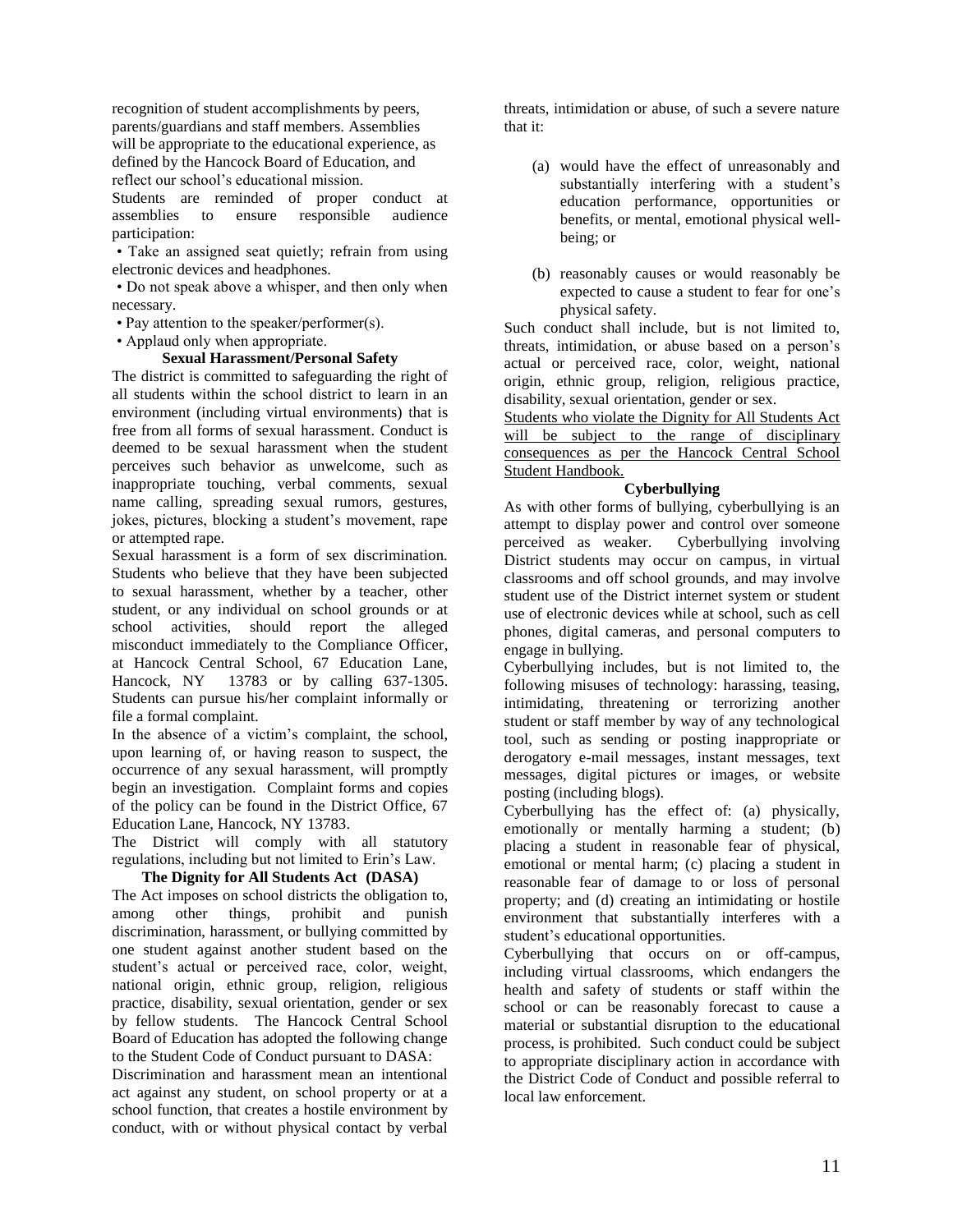recognition of student accomplishments by peers, parents/guardians and staff members. Assemblies will be appropriate to the educational experience, as defined by the Hancock Board of Education, and reflect our school's educational mission.

Students are reminded of proper conduct at assemblies to ensure responsible audience participation:

- Take an assigned seat quietly; refrain from using electronic devices and headphones.
- Do not speak above a whisper, and then only when necessary.
- Pay attention to the speaker/performer(s).
- Applaud only when appropriate.

### Sexual Harassment/Personal Safety

The district is committed to safeguarding the right of all students within the school district to learn in an environment (including virtual environments) that is free from all forms of sexual harassment. Conduct is deemed to be sexual harassment when the student perceives such behavior as unwelcome, such as inappropriate touching, verbal comments, sexual name calling, spreading sexual rumors, gestures, jokes, pictures, blocking a student's movement, rape or attempted rape.

Sexual harassment is a form of sex discrimination. Students who believe that they have been subjected to sexual harassment, whether by a teacher, other student, or any individual on school grounds or at school activities, should report the alleged misconduct immediately to the Compliance Officer, at Hancock Central School, 67 Education Lane, Hancock, NY 13783 or by calling 637-1305. Students can pursue his/her complaint informally or file a formal complaint.

In the absence of a victim's complaint, the school, upon learning of, or having reason to suspect, the occurrence of any sexual harassment, will promptly begin an investigation. Complaint forms and copies of the policy can be found in the District Office, 67 Education Lane, Hancock, NY 13783.

The District will comply with all statutory regulations, including but not limited to Erin's Law.

### The Dignity for All Students Act (DASA)

The Act imposes on school districts the obligation to, among other things, prohibit and punish discrimination, harassment, or bullying committed by one student against another student based on the student's actual or perceived race, color, weight, national origin, ethnic group, religion, religious practice, disability, sexual orientation, gender or sex by fellow students. The Hancock Central School Board of Education has adopted the following change to the Student Code of Conduct pursuant to DASA:

Discrimination and harassment mean an intentional act against any student, on school property or at a school function, that creates a hostile environment by conduct, with or without physical contact by verbal threats, intimidation or abuse, of such a severe nature that it:

(a) would have the effect of unreasonably and substantially interfering with a student's education performance, opportunities or benefits, or mental, emotional physical well-being; or

(b) reasonably causes or would reasonably be expected to cause a student to fear for one's physical safety.

Such conduct shall include, but is not limited to, threats, intimidation, or abuse based on a person's actual or perceived race, color, weight, national origin, ethnic group, religion, religious practice, disability, sexual orientation, gender or sex.

<u>Students who violate the Dignity for All Students Act will be subject to the range of disciplinary consequences as per the Hancock Central School Student Handbook.</u>

### Cyberbullying

As with other forms of bullying, cyberbullying is an attempt to display power and control over someone perceived as weaker. Cyberbullying involving District students may occur on campus, in virtual classrooms and off school grounds, and may involve student use of the District internet system or student use of electronic devices while at school, such as cell phones, digital cameras, and personal computers to engage in bullying.

Cyberbullying includes, but is not limited to, the following misuses of technology: harassing, teasing, intimidating, threatening or terrorizing another student or staff member by way of any technological tool, such as sending or posting inappropriate or derogatory e-mail messages, instant messages, text messages, digital pictures or images, or website posting (including blogs).

Cyberbullying has the effect of: (a) physically, emotionally or mentally harming a student; (b) placing a student in reasonable fear of physical, emotional or mental harm; (c) placing a student in reasonable fear of damage to or loss of personal property; and (d) creating an intimidating or hostile environment that substantially interferes with a student's educational opportunities.

Cyberbullying that occurs on or off-campus, including virtual classrooms, which endangers the health and safety of students or staff within the school or can be reasonably forecast to cause a material or substantial disruption to the educational process, is prohibited. Such conduct could be subject to appropriate disciplinary action in accordance with the District Code of Conduct and possible referral to local law enforcement.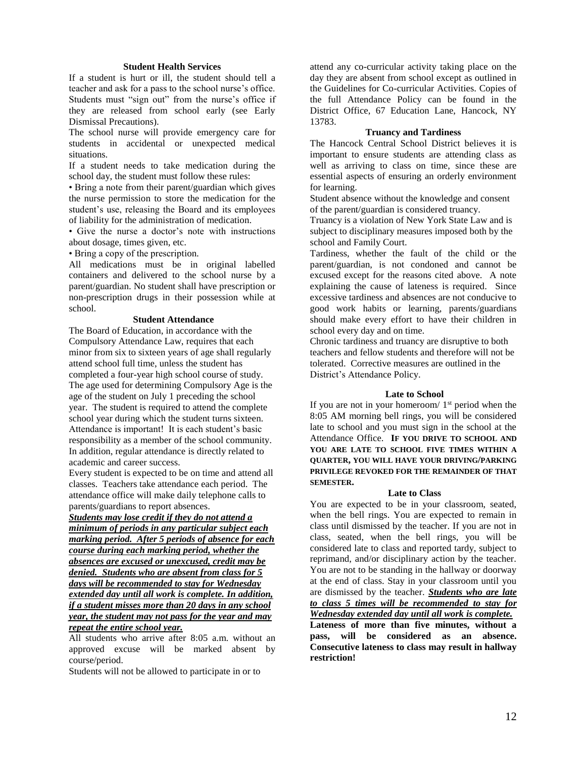### Student Health Services

If a student is hurt or ill, the student should tell a teacher and ask for a pass to the school nurse's office. Students must "sign out" from the nurse's office if they are released from school early (see Early Dismissal Precautions).

The school nurse will provide emergency care for students in accidental or unexpected medical situations.

If a student needs to take medication during the school day, the student must follow these rules:

• Bring a note from their parent/guardian which gives the nurse permission to store the medication for the student's use, releasing the Board and its employees of liability for the administration of medication.

• Give the nurse a doctor's note with instructions about dosage, times given, etc.

• Bring a copy of the prescription.

All medications must be in original labelled containers and delivered to the school nurse by a parent/guardian. No student shall have prescription or non-prescription drugs in their possession while at school.

### Student Attendance

The Board of Education, in accordance with the Compulsory Attendance Law, requires that each minor from six to sixteen years of age shall regularly attend school full time, unless the student has completed a four-year high school course of study. The age used for determining Compulsory Age is the age of the student on July 1 preceding the school year. The student is required to attend the complete school year during which the student turns sixteen.

Attendance is important! It is each student's basic responsibility as a member of the school community. In addition, regular attendance is directly related to academic and career success.

Every student is expected to be on time and attend all classes. Teachers take attendance each period. The attendance office will make daily telephone calls to parents/guardians to report absences.

***Students may lose credit if they do not attend a minimum of periods in any particular subject each marking period. After 5 periods of absence for each course during each marking period, whether the absences are excused or unexcused, credit may be denied. Students who are absent from class for 5 days will be recommended to stay for Wednesday extended day until all work is complete. In addition, if a student misses more than 20 days in any school year, the student may not pass for the year and may repeat the entire school year.***

All students who arrive after 8:05 a.m. without an approved excuse will be marked absent by course/period.

Students will not be allowed to participate in or to attend any co-curricular activity taking place on the day they are absent from school except as outlined in the Guidelines for Co-curricular Activities. Copies of the full Attendance Policy can be found in the District Office, 67 Education Lane, Hancock, NY 13783.

### Truancy and Tardiness

The Hancock Central School District believes it is important to ensure students are attending class as well as arriving to class on time, since these are essential aspects of ensuring an orderly environment for learning.

Student absence without the knowledge and consent of the parent/guardian is considered truancy.

Truancy is a violation of New York State Law and is subject to disciplinary measures imposed both by the school and Family Court.

Tardiness, whether the fault of the child or the parent/guardian, is not condoned and cannot be excused except for the reasons cited above. A note explaining the cause of lateness is required. Since excessive tardiness and absences are not conducive to good work habits or learning, parents/guardians should make every effort to have their children in school every day and on time.

Chronic tardiness and truancy are disruptive to both teachers and fellow students and therefore will not be tolerated. Corrective measures are outlined in the District's Attendance Policy.

### Late to School

If you are not in your homeroom/ 1st period when the 8:05 AM morning bell rings, you will be considered late to school and you must sign in the school at the Attendance Office. **IF YOU DRIVE TO SCHOOL AND YOU ARE LATE TO SCHOOL FIVE TIMES WITHIN A QUARTER, YOU WILL HAVE YOUR DRIVING/PARKING PRIVILEGE REVOKED FOR THE REMAINDER OF THAT SEMESTER.**

### Late to Class

You are expected to be in your classroom, seated, when the bell rings. You are expected to remain in class until dismissed by the teacher. If you are not in class, seated, when the bell rings, you will be considered late to class and reported tardy, subject to reprimand, and/or disciplinary action by the teacher. You are not to be standing in the hallway or doorway at the end of class. Stay in your classroom until you are dismissed by the teacher. ***Students who are late to class 5 times will be recommended to stay for Wednesday extended day until all work is complete.***

**Lateness of more than five minutes, without a pass, will be considered as an absence. Consecutive lateness to class may result in hallway restriction!**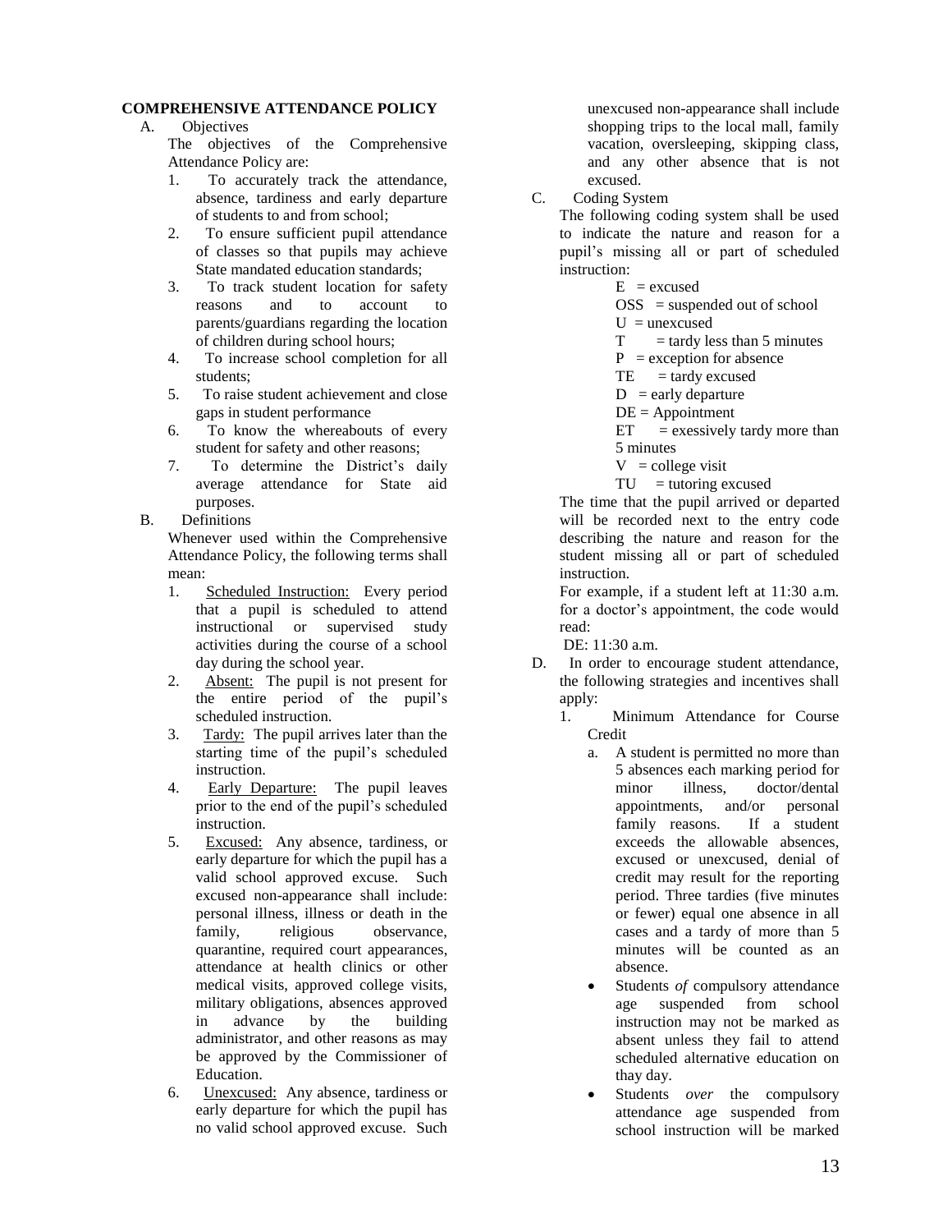## COMPREHENSIVE ATTENDANCE POLICY

A. Objectives

The objectives of the Comprehensive Attendance Policy are:

1. To accurately track the attendance, absence, tardiness and early departure of students to and from school;
2. To ensure sufficient pupil attendance of classes so that pupils may achieve State mandated education standards;
3. To track student location for safety reasons and to account to parents/guardians regarding the location of children during school hours;
4. To increase school completion for all students;
5. To raise student achievement and close gaps in student performance
6. To know the whereabouts of every student for safety and other reasons;
7. To determine the District's daily average attendance for State aid purposes.

B. Definitions

Whenever used within the Comprehensive Attendance Policy, the following terms shall mean:

1. Scheduled Instruction: Every period that a pupil is scheduled to attend instructional or supervised study activities during the course of a school day during the school year.
2. Absent: The pupil is not present for the entire period of the pupil's scheduled instruction.
3. Tardy: The pupil arrives later than the starting time of the pupil's scheduled instruction.
4. Early Departure: The pupil leaves prior to the end of the pupil's scheduled instruction.
5. Excused: Any absence, tardiness, or early departure for which the pupil has a valid school approved excuse. Such excused non-appearance shall include: personal illness, illness or death in the family, religious observance, quarantine, required court appearances, attendance at health clinics or other medical visits, approved college visits, military obligations, absences approved in advance by the building administrator, and other reasons as may be approved by the Commissioner of Education.
6. Unexcused: Any absence, tardiness or early departure for which the pupil has no valid school approved excuse. Such unexcused non-appearance shall include shopping trips to the local mall, family vacation, oversleeping, skipping class, and any other absence that is not excused.

C. Coding System

The following coding system shall be used to indicate the nature and reason for a pupil's missing all or part of scheduled instruction:

E = excused
OSS = suspended out of school
U = unexcused
T = tardy less than 5 minutes
P = exception for absence
TE = tardy excused
D = early departure
DE = Appointment
ET = exessively tardy more than 5 minutes
V = college visit
TU = tutoring excused

The time that the pupil arrived or departed will be recorded next to the entry code describing the nature and reason for the student missing all or part of scheduled instruction.

For example, if a student left at 11:30 a.m. for a doctor's appointment, the code would read:

DE: 11:30 a.m.

D. In order to encourage student attendance, the following strategies and incentives shall apply:

1. Minimum Attendance for Course Credit
   a. A student is permitted no more than 5 absences each marking period for minor illness, doctor/dental appointments, and/or personal family reasons. If a student exceeds the allowable absences, excused or unexcused, denial of credit may result for the reporting period. Three tardies (five minutes or fewer) equal one absence in all cases and a tardy of more than 5 minutes will be counted as an absence.
   - Students *of* compulsory attendance age suspended from school instruction may not be marked as absent unless they fail to attend scheduled alternative education on thay day.
   - Students *over* the compulsory attendance age suspended from school instruction will be marked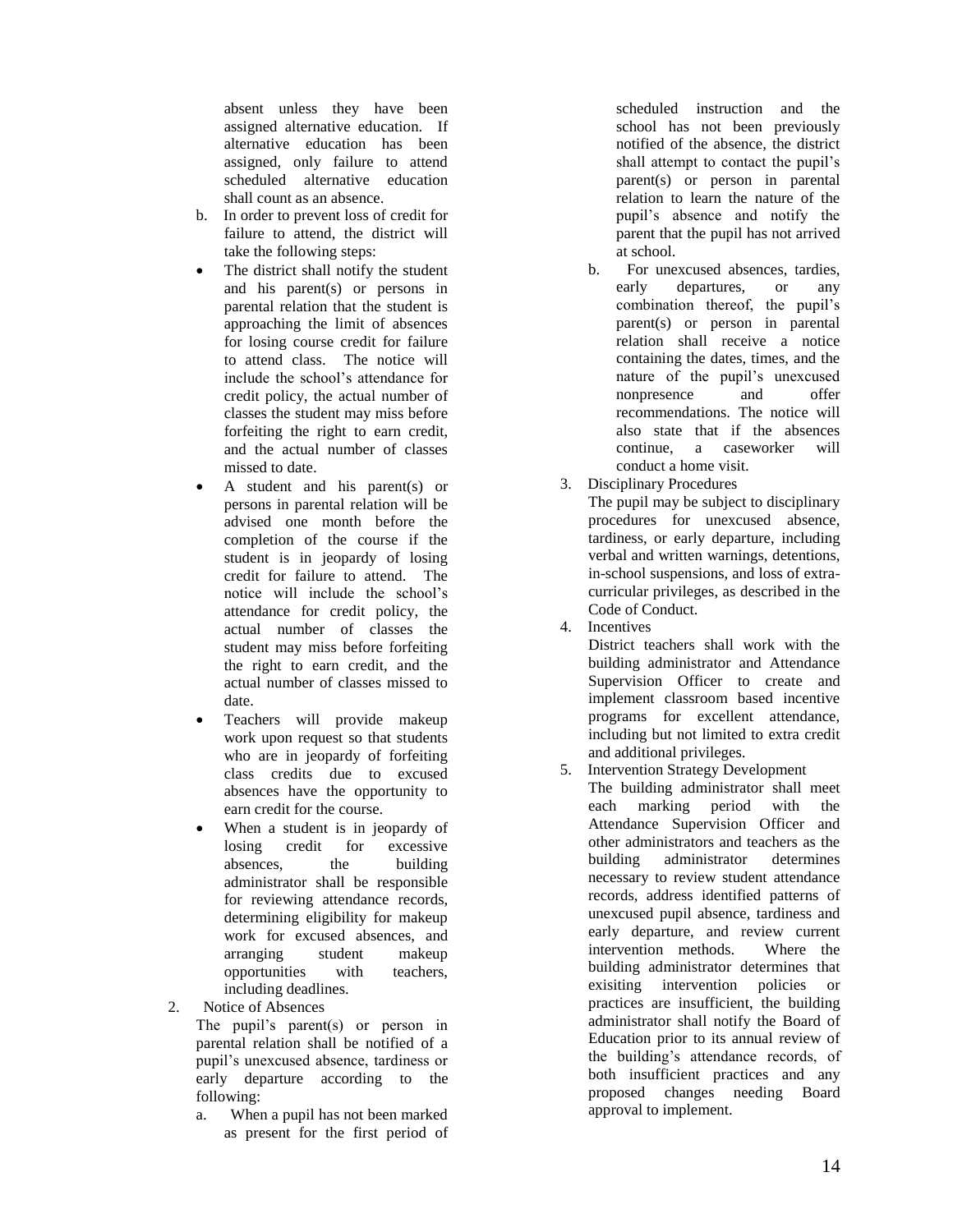absent unless they have been assigned alternative education. If alternative education has been assigned, only failure to attend scheduled alternative education shall count as an absence.

b. In order to prevent loss of credit for failure to attend, the district will take the following steps:

- The district shall notify the student and his parent(s) or persons in parental relation that the student is approaching the limit of absences for losing course credit for failure to attend class. The notice will include the school's attendance for credit policy, the actual number of classes the student may miss before forfeiting the right to earn credit, and the actual number of classes missed to date.
- A student and his parent(s) or persons in parental relation will be advised one month before the completion of the course if the student is in jeopardy of losing credit for failure to attend. The notice will include the school's attendance for credit policy, the actual number of classes the student may miss before forfeiting the right to earn credit, and the actual number of classes missed to date.
- Teachers will provide makeup work upon request so that students who are in jeopardy of forfeiting class credits due to excused absences have the opportunity to earn credit for the course.
- When a student is in jeopardy of losing credit for excessive absences, the building administrator shall be responsible for reviewing attendance records, determining eligibility for makeup work for excused absences, and arranging student makeup opportunities with teachers, including deadlines.

2. Notice of Absences

The pupil's parent(s) or person in parental relation shall be notified of a pupil's unexcused absence, tardiness or early departure according to the following:

a. When a pupil has not been marked as present for the first period of scheduled instruction and the school has not been previously notified of the absence, the district shall attempt to contact the pupil's parent(s) or person in parental relation to learn the nature of the pupil's absence and notify the parent that the pupil has not arrived at school.

b. For unexcused absences, tardies, early departures, or any combination thereof, the pupil's parent(s) or person in parental relation shall receive a notice containing the dates, times, and the nature of the pupil's unexcused nonpresence and offer recommendations. The notice will also state that if the absences continue, a caseworker will conduct a home visit.

3. Disciplinary Procedures

The pupil may be subject to disciplinary procedures for unexcused absence, tardiness, or early departure, including verbal and written warnings, detentions, in-school suspensions, and loss of extra-curricular privileges, as described in the Code of Conduct.

4. Incentives

District teachers shall work with the building administrator and Attendance Supervision Officer to create and implement classroom based incentive programs for excellent attendance, including but not limited to extra credit and additional privileges.

5. Intervention Strategy Development

The building administrator shall meet each marking period with the Attendance Supervision Officer and other administrators and teachers as the building administrator determines necessary to review student attendance records, address identified patterns of unexcused pupil absence, tardiness and early departure, and review current intervention methods. Where the building administrator determines that exisiting intervention policies or practices are insufficient, the building administrator shall notify the Board of Education prior to its annual review of the building's attendance records, of both insufficient practices and any proposed changes needing Board approval to implement.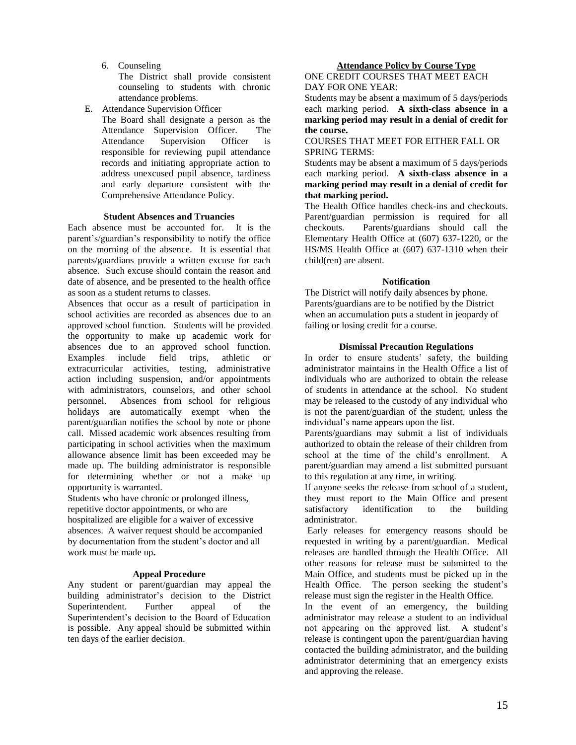6. Counseling

   The District shall provide consistent counseling to students with chronic attendance problems.

E. Attendance Supervision Officer

   The Board shall designate a person as the Attendance Supervision Officer. The Attendance Supervision Officer is responsible for reviewing pupil attendance records and initiating appropriate action to address unexcused pupil absence, tardiness and early departure consistent with the Comprehensive Attendance Policy.

### Student Absences and Truancies

Each absence must be accounted for. It is the parent's/guardian's responsibility to notify the office on the morning of the absence. It is essential that parents/guardians provide a written excuse for each absence. Such excuse should contain the reason and date of absence, and be presented to the health office as soon as a student returns to classes.

Absences that occur as a result of participation in school activities are recorded as absences due to an approved school function. Students will be provided the opportunity to make up academic work for absences due to an approved school function. Examples include field trips, athletic or extracurricular activities, testing, administrative action including suspension, and/or appointments with administrators, counselors, and other school personnel. Absences from school for religious holidays are automatically exempt when the parent/guardian notifies the school by note or phone call. Missed academic work absences resulting from participating in school activities when the maximum allowance absence limit has been exceeded may be made up. The building administrator is responsible for determining whether or not a make up opportunity is warranted.

Students who have chronic or prolonged illness, repetitive doctor appointments, or who are hospitalized are eligible for a waiver of excessive absences. A waiver request should be accompanied by documentation from the student's doctor and all work must be made up**.**

### Appeal Procedure

Any student or parent/guardian may appeal the building administrator's decision to the District Superintendent. Further appeal of the Superintendent's decision to the Board of Education is possible. Any appeal should be submitted within ten days of the earlier decision.

### Attendance Policy by Course Type

ONE CREDIT COURSES THAT MEET EACH DAY FOR ONE YEAR:

Students may be absent a maximum of 5 days/periods each marking period. **A sixth-class absence in a marking period may result in a denial of credit for the course.**

COURSES THAT MEET FOR EITHER FALL OR SPRING TERMS:

Students may be absent a maximum of 5 days/periods each marking period. **A sixth-class absence in a marking period may result in a denial of credit for that marking period.**

The Health Office handles check-ins and checkouts. Parent/guardian permission is required for all checkouts. Parents/guardians should call the Elementary Health Office at (607) 637-1220, or the HS/MS Health Office at (607) 637-1310 when their child(ren) are absent.

### Notification

The District will notify daily absences by phone. Parents/guardians are to be notified by the District when an accumulation puts a student in jeopardy of failing or losing credit for a course.

### Dismissal Precaution Regulations

In order to ensure students' safety, the building administrator maintains in the Health Office a list of individuals who are authorized to obtain the release of students in attendance at the school. No student may be released to the custody of any individual who is not the parent/guardian of the student, unless the individual's name appears upon the list.

Parents/guardians may submit a list of individuals authorized to obtain the release of their children from school at the time of the child's enrollment. A parent/guardian may amend a list submitted pursuant to this regulation at any time, in writing.

If anyone seeks the release from school of a student, they must report to the Main Office and present satisfactory identification to the building administrator.

Early releases for emergency reasons should be requested in writing by a parent/guardian. Medical releases are handled through the Health Office. All other reasons for release must be submitted to the Main Office, and students must be picked up in the Health Office. The person seeking the student's release must sign the register in the Health Office.

In the event of an emergency, the building administrator may release a student to an individual not appearing on the approved list. A student's release is contingent upon the parent/guardian having contacted the building administrator, and the building administrator determining that an emergency exists and approving the release.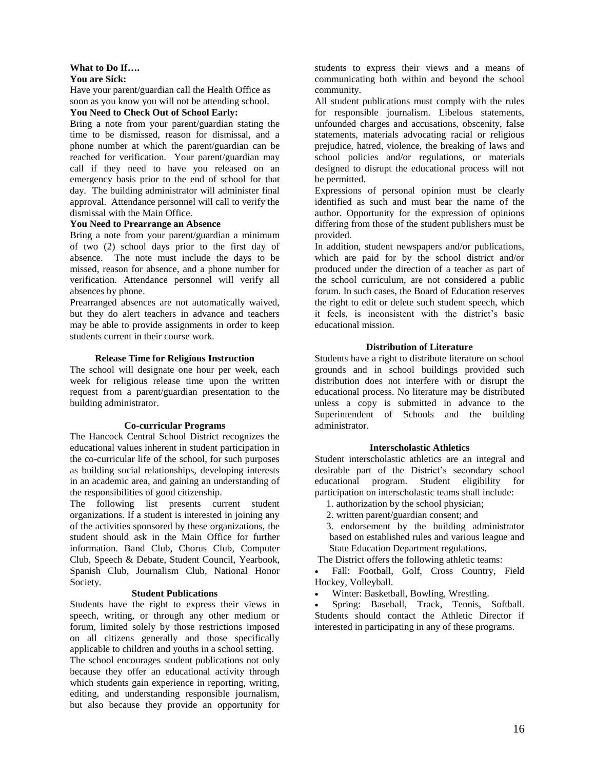**What to Do If….**

**You are Sick:**

Have your parent/guardian call the Health Office as soon as you know you will not be attending school.

**You Need to Check Out of School Early:**

Bring a note from your parent/guardian stating the time to be dismissed, reason for dismissal, and a phone number at which the parent/guardian can be reached for verification. Your parent/guardian may call if they need to have you released on an emergency basis prior to the end of school for that day. The building administrator will administer final approval. Attendance personnel will call to verify the dismissal with the Main Office.

**You Need to Prearrange an Absence**

Bring a note from your parent/guardian a minimum of two (2) school days prior to the first day of absence. The note must include the days to be missed, reason for absence, and a phone number for verification. Attendance personnel will verify all absences by phone.

Prearranged absences are not automatically waived, but they do alert teachers in advance and teachers may be able to provide assignments in order to keep students current in their course work.

### Release Time for Religious Instruction

The school will designate one hour per week, each week for religious release time upon the written request from a parent/guardian presentation to the building administrator.

### Co-curricular Programs

The Hancock Central School District recognizes the educational values inherent in student participation in the co-curricular life of the school, for such purposes as building social relationships, developing interests in an academic area, and gaining an understanding of the responsibilities of good citizenship.

The following list presents current student organizations. If a student is interested in joining any of the activities sponsored by these organizations, the student should ask in the Main Office for further information. Band Club, Chorus Club, Computer Club, Speech & Debate, Student Council, Yearbook, Spanish Club, Journalism Club, National Honor Society.

### Student Publications

Students have the right to express their views in speech, writing, or through any other medium or forum, limited solely by those restrictions imposed on all citizens generally and those specifically applicable to children and youths in a school setting.

The school encourages student publications not only because they offer an educational activity through which students gain experience in reporting, writing, editing, and understanding responsible journalism, but also because they provide an opportunity for students to express their views and a means of communicating both within and beyond the school community.

All student publications must comply with the rules for responsible journalism. Libelous statements, unfounded charges and accusations, obscenity, false statements, materials advocating racial or religious prejudice, hatred, violence, the breaking of laws and school policies and/or regulations, or materials designed to disrupt the educational process will not be permitted.

Expressions of personal opinion must be clearly identified as such and must bear the name of the author. Opportunity for the expression of opinions differing from those of the student publishers must be provided.

In addition, student newspapers and/or publications, which are paid for by the school district and/or produced under the direction of a teacher as part of the school curriculum, are not considered a public forum. In such cases, the Board of Education reserves the right to edit or delete such student speech, which it feels, is inconsistent with the district's basic educational mission.

### Distribution of Literature

Students have a right to distribute literature on school grounds and in school buildings provided such distribution does not interfere with or disrupt the educational process. No literature may be distributed unless a copy is submitted in advance to the Superintendent of Schools and the building administrator.

### Interscholastic Athletics

Student interscholastic athletics are an integral and desirable part of the District's secondary school educational program. Student eligibility for participation on interscholastic teams shall include:

1. authorization by the school physician;
2. written parent/guardian consent; and
3. endorsement by the building administrator based on established rules and various league and State Education Department regulations.

The District offers the following athletic teams:

- Fall: Football, Golf, Cross Country, Field Hockey, Volleyball.
- Winter: Basketball, Bowling, Wrestling.
- Spring: Baseball, Track, Tennis, Softball.

Students should contact the Athletic Director if interested in participating in any of these programs.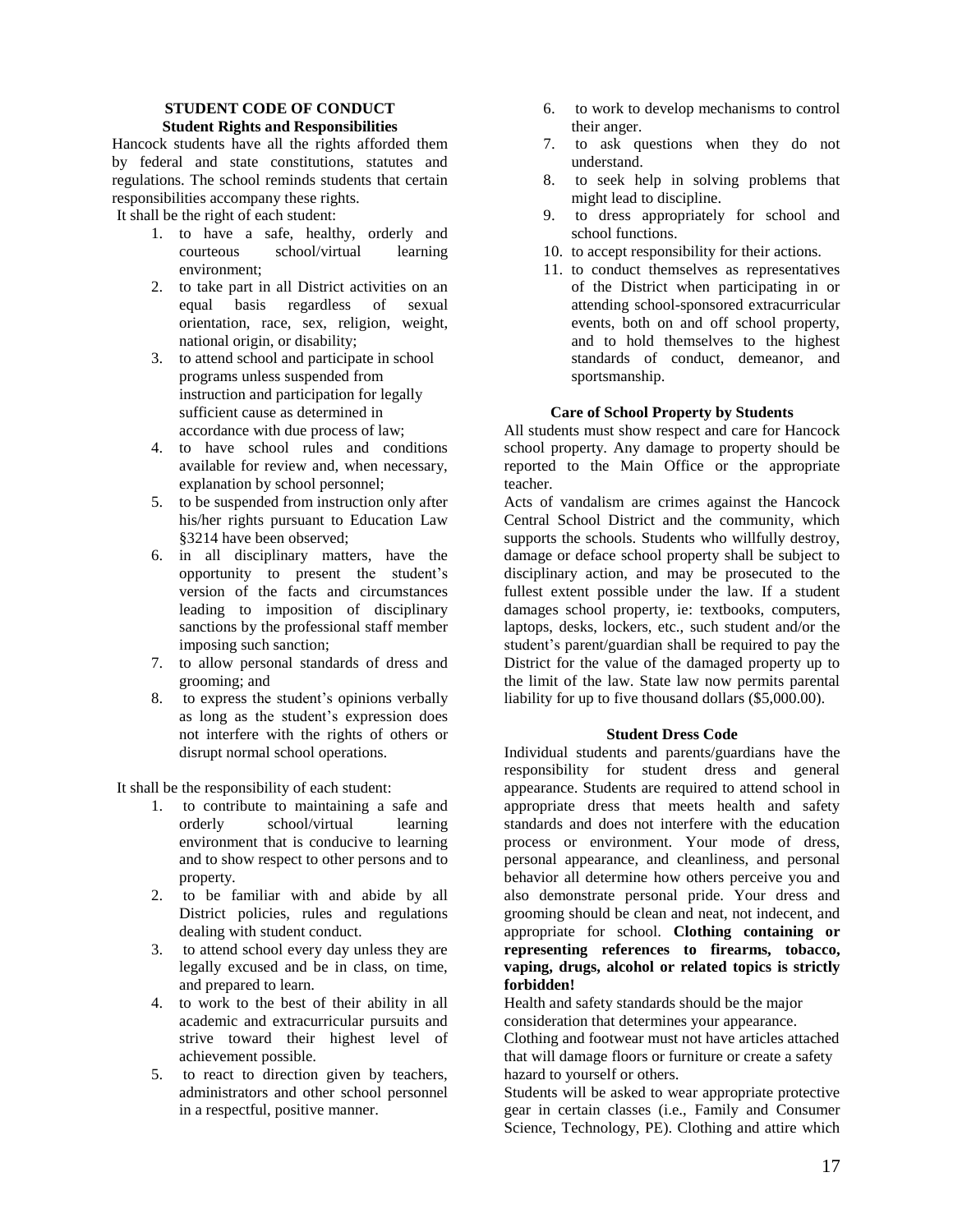## STUDENT CODE OF CONDUCT

### Student Rights and Responsibilities

Hancock students have all the rights afforded them by federal and state constitutions, statutes and regulations. The school reminds students that certain responsibilities accompany these rights.

It shall be the right of each student:

1. to have a safe, healthy, orderly and courteous school/virtual learning environment;
2. to take part in all District activities on an equal basis regardless of sexual orientation, race, sex, religion, weight, national origin, or disability;
3. to attend school and participate in school programs unless suspended from instruction and participation for legally sufficient cause as determined in accordance with due process of law;
4. to have school rules and conditions available for review and, when necessary, explanation by school personnel;
5. to be suspended from instruction only after his/her rights pursuant to Education Law §3214 have been observed;
6. in all disciplinary matters, have the opportunity to present the student's version of the facts and circumstances leading to imposition of disciplinary sanctions by the professional staff member imposing such sanction;
7. to allow personal standards of dress and grooming; and
8. to express the student's opinions verbally as long as the student's expression does not interfere with the rights of others or disrupt normal school operations.

It shall be the responsibility of each student:

1. to contribute to maintaining a safe and orderly school/virtual learning environment that is conducive to learning and to show respect to other persons and to property.
2. to be familiar with and abide by all District policies, rules and regulations dealing with student conduct.
3. to attend school every day unless they are legally excused and be in class, on time, and prepared to learn.
4. to work to the best of their ability in all academic and extracurricular pursuits and strive toward their highest level of achievement possible.
5. to react to direction given by teachers, administrators and other school personnel in a respectful, positive manner.
6. to work to develop mechanisms to control their anger.
7. to ask questions when they do not understand.
8. to seek help in solving problems that might lead to discipline.
9. to dress appropriately for school and school functions.
10. to accept responsibility for their actions.
11. to conduct themselves as representatives of the District when participating in or attending school-sponsored extracurricular events, both on and off school property, and to hold themselves to the highest standards of conduct, demeanor, and sportsmanship.

### Care of School Property by Students

All students must show respect and care for Hancock school property. Any damage to property should be reported to the Main Office or the appropriate teacher.

Acts of vandalism are crimes against the Hancock Central School District and the community, which supports the schools. Students who willfully destroy, damage or deface school property shall be subject to disciplinary action, and may be prosecuted to the fullest extent possible under the law. If a student damages school property, ie: textbooks, computers, laptops, desks, lockers, etc., such student and/or the student's parent/guardian shall be required to pay the District for the value of the damaged property up to the limit of the law. State law now permits parental liability for up to five thousand dollars ($5,000.00).

### Student Dress Code

Individual students and parents/guardians have the responsibility for student dress and general appearance. Students are required to attend school in appropriate dress that meets health and safety standards and does not interfere with the education process or environment. Your mode of dress, personal appearance, and cleanliness, and personal behavior all determine how others perceive you and also demonstrate personal pride. Your dress and grooming should be clean and neat, not indecent, and appropriate for school. **Clothing containing or representing references to firearms, tobacco, vaping, drugs, alcohol or related topics is strictly forbidden!**

Health and safety standards should be the major consideration that determines your appearance.

Clothing and footwear must not have articles attached that will damage floors or furniture or create a safety hazard to yourself or others.

Students will be asked to wear appropriate protective gear in certain classes (i.e., Family and Consumer Science, Technology, PE). Clothing and attire which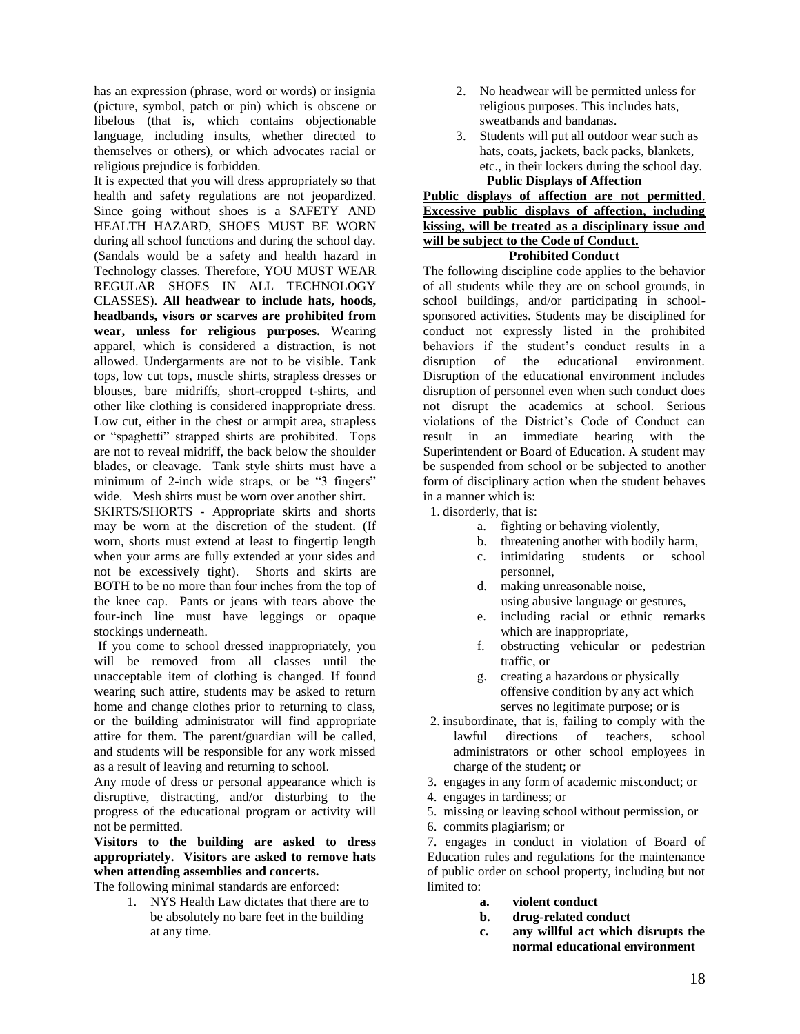has an expression (phrase, word or words) or insignia (picture, symbol, patch or pin) which is obscene or libelous (that is, which contains objectionable language, including insults, whether directed to themselves or others), or which advocates racial or religious prejudice is forbidden.

It is expected that you will dress appropriately so that health and safety regulations are not jeopardized. Since going without shoes is a SAFETY AND HEALTH HAZARD, SHOES MUST BE WORN during all school functions and during the school day. (Sandals would be a safety and health hazard in Technology classes. Therefore, YOU MUST WEAR REGULAR SHOES IN ALL TECHNOLOGY CLASSES). **All headwear to include hats, hoods, headbands, visors or scarves are prohibited from wear, unless for religious purposes.** Wearing apparel, which is considered a distraction, is not allowed. Undergarments are not to be visible. Tank tops, low cut tops, muscle shirts, strapless dresses or blouses, bare midriffs, short-cropped t-shirts, and other like clothing is considered inappropriate dress. Low cut, either in the chest or armpit area, strapless or "spaghetti" strapped shirts are prohibited. Tops are not to reveal midriff, the back below the shoulder blades, or cleavage. Tank style shirts must have a minimum of 2-inch wide straps, or be "3 fingers" wide. Mesh shirts must be worn over another shirt.

SKIRTS/SHORTS - Appropriate skirts and shorts may be worn at the discretion of the student. (If worn, shorts must extend at least to fingertip length when your arms are fully extended at your sides and not be excessively tight). Shorts and skirts are BOTH to be no more than four inches from the top of the knee cap. Pants or jeans with tears above the four-inch line must have leggings or opaque stockings underneath.

If you come to school dressed inappropriately, you will be removed from all classes until the unacceptable item of clothing is changed. If found wearing such attire, students may be asked to return home and change clothes prior to returning to class, or the building administrator will find appropriate attire for them. The parent/guardian will be called, and students will be responsible for any work missed as a result of leaving and returning to school.

Any mode of dress or personal appearance which is disruptive, distracting, and/or disturbing to the progress of the educational program or activity will not be permitted.

**Visitors to the building are asked to dress appropriately. Visitors are asked to remove hats when attending assemblies and concerts.**

The following minimal standards are enforced:

1. NYS Health Law dictates that there are to be absolutely no bare feet in the building at any time.
2. No headwear will be permitted unless for religious purposes. This includes hats, sweatbands and bandanas.
3. Students will put all outdoor wear such as hats, coats, jackets, back packs, blankets, etc., in their lockers during the school day.

### Public Displays of Affection

**Public displays of affection are not permitted. Excessive public displays of affection, including kissing, will be treated as a disciplinary issue and will be subject to the Code of Conduct.**

### Prohibited Conduct

The following discipline code applies to the behavior of all students while they are on school grounds, in school buildings, and/or participating in school-sponsored activities. Students may be disciplined for conduct not expressly listed in the prohibited behaviors if the student's conduct results in a disruption of the educational environment. Disruption of the educational environment includes disruption of personnel even when such conduct does not disrupt the academics at school. Serious violations of the District's Code of Conduct can result in an immediate hearing with the Superintendent or Board of Education. A student may be suspended from school or be subjected to another form of disciplinary action when the student behaves in a manner which is:

1. disorderly, that is:
   a. fighting or behaving violently,
   b. threatening another with bodily harm,
   c. intimidating students or school personnel,
   d. making unreasonable noise, using abusive language or gestures,
   e. including racial or ethnic remarks which are inappropriate,
   f. obstructing vehicular or pedestrian traffic, or
   g. creating a hazardous or physically offensive condition by any act which serves no legitimate purpose; or is
2. insubordinate, that is, failing to comply with the lawful directions of teachers, school administrators or other school employees in charge of the student; or
3. engages in any form of academic misconduct; or
4. engages in tardiness; or
5. missing or leaving school without permission, or
6. commits plagiarism; or
7. engages in conduct in violation of Board of Education rules and regulations for the maintenance of public order on school property, including but not limited to:
   **a. violent conduct**
   **b. drug-related conduct**
   **c. any willful act which disrupts the normal educational environment**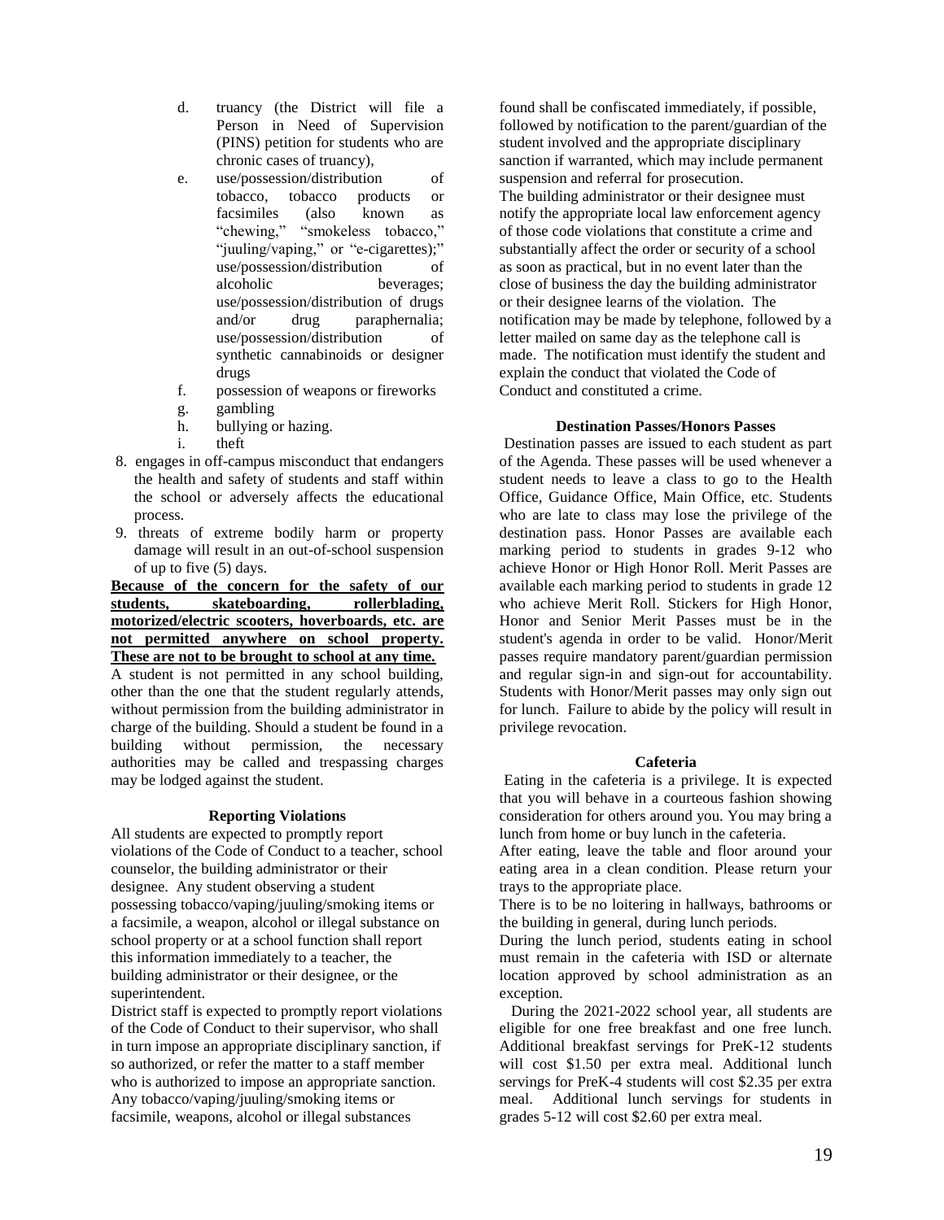d. truancy (the District will file a Person in Need of Supervision (PINS) petition for students who are chronic cases of truancy),

e. use/possession/distribution of tobacco, tobacco products or facsimiles (also known as "chewing," "smokeless tobacco," "juuling/vaping," or "e-cigarettes);" use/possession/distribution of alcoholic beverages; use/possession/distribution of drugs and/or drug paraphernalia; use/possession/distribution of synthetic cannabinoids or designer drugs

f. possession of weapons or fireworks

g. gambling

h. bullying or hazing.

i. theft

8. engages in off-campus misconduct that endangers the health and safety of students and staff within the school or adversely affects the educational process.
9. threats of extreme bodily harm or property damage will result in an out-of-school suspension of up to five (5) days.

**Because of the concern for the safety of our students, skateboarding, rollerblading, motorized/electric scooters, hoverboards, etc. are not permitted anywhere on school property. These are not to be brought to school at any time.**

A student is not permitted in any school building, other than the one that the student regularly attends, without permission from the building administrator in charge of the building. Should a student be found in a building without permission, the necessary authorities may be called and trespassing charges may be lodged against the student.

### Reporting Violations

All students are expected to promptly report violations of the Code of Conduct to a teacher, school counselor, the building administrator or their designee. Any student observing a student possessing tobacco/vaping/juuling/smoking items or a facsimile, a weapon, alcohol or illegal substance on school property or at a school function shall report this information immediately to a teacher, the building administrator or their designee, or the superintendent.

District staff is expected to promptly report violations of the Code of Conduct to their supervisor, who shall in turn impose an appropriate disciplinary sanction, if so authorized, or refer the matter to a staff member who is authorized to impose an appropriate sanction. Any tobacco/vaping/juuling/smoking items or facsimile, weapons, alcohol or illegal substances found shall be confiscated immediately, if possible, followed by notification to the parent/guardian of the student involved and the appropriate disciplinary sanction if warranted, which may include permanent suspension and referral for prosecution.

The building administrator or their designee must notify the appropriate local law enforcement agency of those code violations that constitute a crime and substantially affect the order or security of a school as soon as practical, but in no event later than the close of business the day the building administrator or their designee learns of the violation. The notification may be made by telephone, followed by a letter mailed on same day as the telephone call is made. The notification must identify the student and explain the conduct that violated the Code of Conduct and constituted a crime.

### Destination Passes/Honors Passes

Destination passes are issued to each student as part of the Agenda. These passes will be used whenever a student needs to leave a class to go to the Health Office, Guidance Office, Main Office, etc. Students who are late to class may lose the privilege of the destination pass. Honor Passes are available each marking period to students in grades 9-12 who achieve Honor or High Honor Roll. Merit Passes are available each marking period to students in grade 12 who achieve Merit Roll. Stickers for High Honor, Honor and Senior Merit Passes must be in the student's agenda in order to be valid. Honor/Merit passes require mandatory parent/guardian permission and regular sign-in and sign-out for accountability. Students with Honor/Merit passes may only sign out for lunch. Failure to abide by the policy will result in privilege revocation.

### Cafeteria

Eating in the cafeteria is a privilege. It is expected that you will behave in a courteous fashion showing consideration for others around you. You may bring a lunch from home or buy lunch in the cafeteria.

After eating, leave the table and floor around your eating area in a clean condition. Please return your trays to the appropriate place.

There is to be no loitering in hallways, bathrooms or the building in general, during lunch periods.

During the lunch period, students eating in school must remain in the cafeteria with ISD or alternate location approved by school administration as an exception.

During the 2021-2022 school year, all students are eligible for one free breakfast and one free lunch. Additional breakfast servings for PreK-12 students will cost $1.50 per extra meal. Additional lunch servings for PreK-4 students will cost $2.35 per extra meal. Additional lunch servings for students in grades 5-12 will cost $2.60 per extra meal.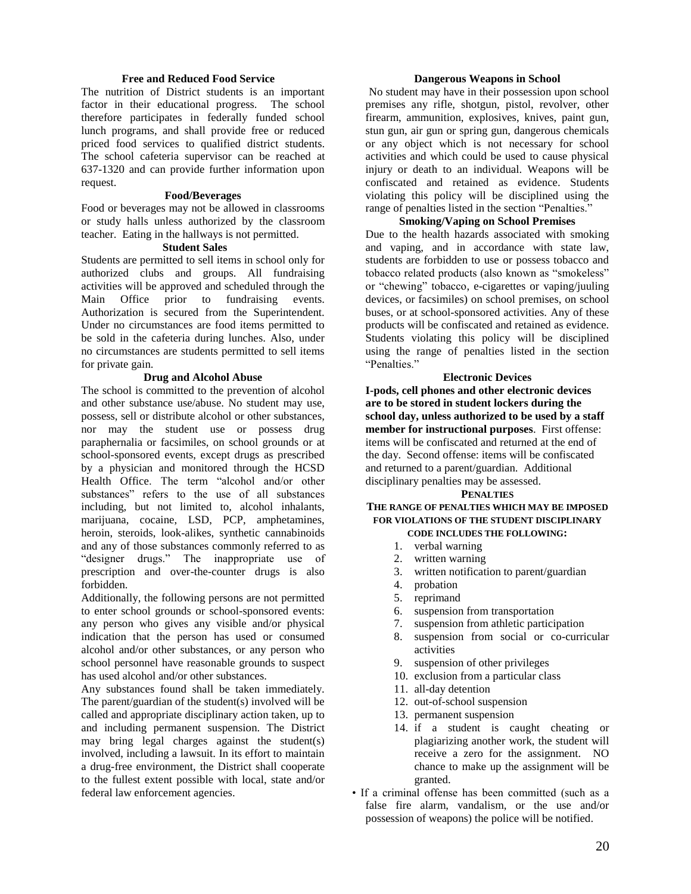### Free and Reduced Food Service

The nutrition of District students is an important factor in their educational progress. The school therefore participates in federally funded school lunch programs, and shall provide free or reduced priced food services to qualified district students. The school cafeteria supervisor can be reached at 637-1320 and can provide further information upon request.

### Food/Beverages

Food or beverages may not be allowed in classrooms or study halls unless authorized by the classroom teacher. Eating in the hallways is not permitted.

### Student Sales

Students are permitted to sell items in school only for authorized clubs and groups. All fundraising activities will be approved and scheduled through the Main Office prior to fundraising events. Authorization is secured from the Superintendent. Under no circumstances are food items permitted to be sold in the cafeteria during lunches. Also, under no circumstances are students permitted to sell items for private gain.

### Drug and Alcohol Abuse

The school is committed to the prevention of alcohol and other substance use/abuse. No student may use, possess, sell or distribute alcohol or other substances, nor may the student use or possess drug paraphernalia or facsimiles, on school grounds or at school-sponsored events, except drugs as prescribed by a physician and monitored through the HCSD Health Office. The term "alcohol and/or other substances" refers to the use of all substances including, but not limited to, alcohol inhalants, marijuana, cocaine, LSD, PCP, amphetamines, heroin, steroids, look-alikes, synthetic cannabinoids and any of those substances commonly referred to as "designer drugs." The inappropriate use of prescription and over-the-counter drugs is also forbidden.

Additionally, the following persons are not permitted to enter school grounds or school-sponsored events: any person who gives any visible and/or physical indication that the person has used or consumed alcohol and/or other substances, or any person who school personnel have reasonable grounds to suspect has used alcohol and/or other substances.

Any substances found shall be taken immediately. The parent/guardian of the student(s) involved will be called and appropriate disciplinary action taken, up to and including permanent suspension. The District may bring legal charges against the student(s) involved, including a lawsuit. In its effort to maintain a drug-free environment, the District shall cooperate to the fullest extent possible with local, state and/or federal law enforcement agencies.

### Dangerous Weapons in School

No student may have in their possession upon school premises any rifle, shotgun, pistol, revolver, other firearm, ammunition, explosives, knives, paint gun, stun gun, air gun or spring gun, dangerous chemicals or any object which is not necessary for school activities and which could be used to cause physical injury or death to an individual. Weapons will be confiscated and retained as evidence. Students violating this policy will be disciplined using the range of penalties listed in the section "Penalties."

### Smoking/Vaping on School Premises

Due to the health hazards associated with smoking and vaping, and in accordance with state law, students are forbidden to use or possess tobacco and tobacco related products (also known as "smokeless" or "chewing" tobacco, e-cigarettes or vaping/juuling devices, or facsimiles) on school premises, on school buses, or at school-sponsored activities. Any of these products will be confiscated and retained as evidence. Students violating this policy will be disciplined using the range of penalties listed in the section "Penalties."

### Electronic Devices

**I-pods, cell phones and other electronic devices are to be stored in student lockers during the school day, unless authorized to be used by a staff member for instructional purposes**. First offense: items will be confiscated and returned at the end of the day. Second offense: items will be confiscated and returned to a parent/guardian. Additional disciplinary penalties may be assessed.

### PENALTIES

**THE RANGE OF PENALTIES WHICH MAY BE IMPOSED FOR VIOLATIONS OF THE STUDENT DISCIPLINARY CODE INCLUDES THE FOLLOWING:**

1. verbal warning
2. written warning
3. written notification to parent/guardian
4. probation
5. reprimand
6. suspension from transportation
7. suspension from athletic participation
8. suspension from social or co-curricular activities
9. suspension of other privileges
10. exclusion from a particular class
11. all-day detention
12. out-of-school suspension
13. permanent suspension
14. if a student is caught cheating or plagiarizing another work, the student will receive a zero for the assignment. NO chance to make up the assignment will be granted.

- If a criminal offense has been committed (such as a false fire alarm, vandalism, or the use and/or possession of weapons) the police will be notified.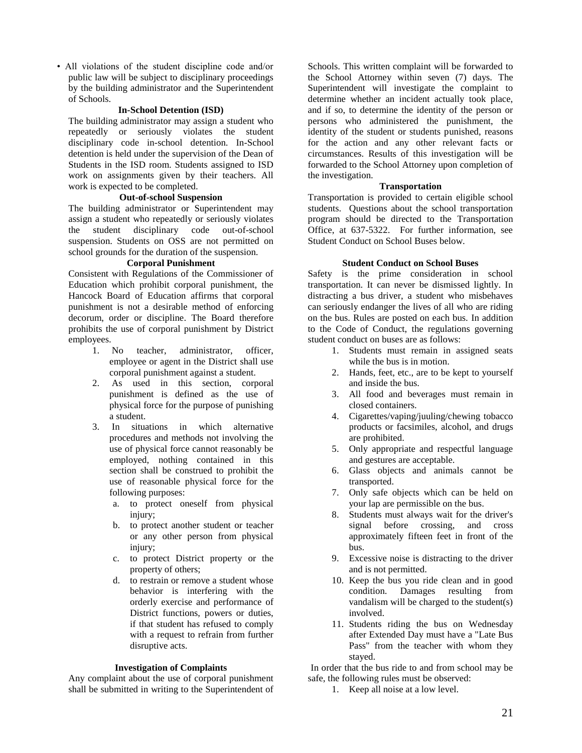- All violations of the student discipline code and/or public law will be subject to disciplinary proceedings by the building administrator and the Superintendent of Schools.

### In-School Detention (ISD)

The building administrator may assign a student who repeatedly or seriously violates the student disciplinary code in-school detention. In-School detention is held under the supervision of the Dean of Students in the ISD room. Students assigned to ISD work on assignments given by their teachers. All work is expected to be completed.

### Out-of-school Suspension

The building administrator or Superintendent may assign a student who repeatedly or seriously violates the student disciplinary code out-of-school suspension. Students on OSS are not permitted on school grounds for the duration of the suspension.

### Corporal Punishment

Consistent with Regulations of the Commissioner of Education which prohibit corporal punishment, the Hancock Board of Education affirms that corporal punishment is not a desirable method of enforcing decorum, order or discipline. The Board therefore prohibits the use of corporal punishment by District employees.

1. No teacher, administrator, officer, employee or agent in the District shall use corporal punishment against a student.
2. As used in this section, corporal punishment is defined as the use of physical force for the purpose of punishing a student.
3. In situations in which alternative procedures and methods not involving the use of physical force cannot reasonably be employed, nothing contained in this section shall be construed to prohibit the use of reasonable physical force for the following purposes:
   a. to protect oneself from physical injury;
   b. to protect another student or teacher or any other person from physical injury;
   c. to protect District property or the property of others;
   d. to restrain or remove a student whose behavior is interfering with the orderly exercise and performance of District functions, powers or duties, if that student has refused to comply with a request to refrain from further disruptive acts.

### Investigation of Complaints

Any complaint about the use of corporal punishment shall be submitted in writing to the Superintendent of Schools. This written complaint will be forwarded to the School Attorney within seven (7) days. The Superintendent will investigate the complaint to determine whether an incident actually took place, and if so, to determine the identity of the person or persons who administered the punishment, the identity of the student or students punished, reasons for the action and any other relevant facts or circumstances. Results of this investigation will be forwarded to the School Attorney upon completion of the investigation.

### Transportation

Transportation is provided to certain eligible school students. Questions about the school transportation program should be directed to the Transportation Office, at 637-5322. For further information, see Student Conduct on School Buses below.

### Student Conduct on School Buses

Safety is the prime consideration in school transportation. It can never be dismissed lightly. In distracting a bus driver, a student who misbehaves can seriously endanger the lives of all who are riding on the bus. Rules are posted on each bus. In addition to the Code of Conduct, the regulations governing student conduct on buses are as follows:

1. Students must remain in assigned seats while the bus is in motion.
2. Hands, feet, etc., are to be kept to yourself and inside the bus.
3. All food and beverages must remain in closed containers.
4. Cigarettes/vaping/juuling/chewing tobacco products or facsimiles, alcohol, and drugs are prohibited.
5. Only appropriate and respectful language and gestures are acceptable.
6. Glass objects and animals cannot be transported.
7. Only safe objects which can be held on your lap are permissible on the bus.
8. Students must always wait for the driver's signal before crossing, and cross approximately fifteen feet in front of the bus.
9. Excessive noise is distracting to the driver and is not permitted.
10. Keep the bus you ride clean and in good condition. Damages resulting from vandalism will be charged to the student(s) involved.
11. Students riding the bus on Wednesday after Extended Day must have a "Late Bus Pass" from the teacher with whom they stayed.

In order that the bus ride to and from school may be safe, the following rules must be observed:

1. Keep all noise at a low level.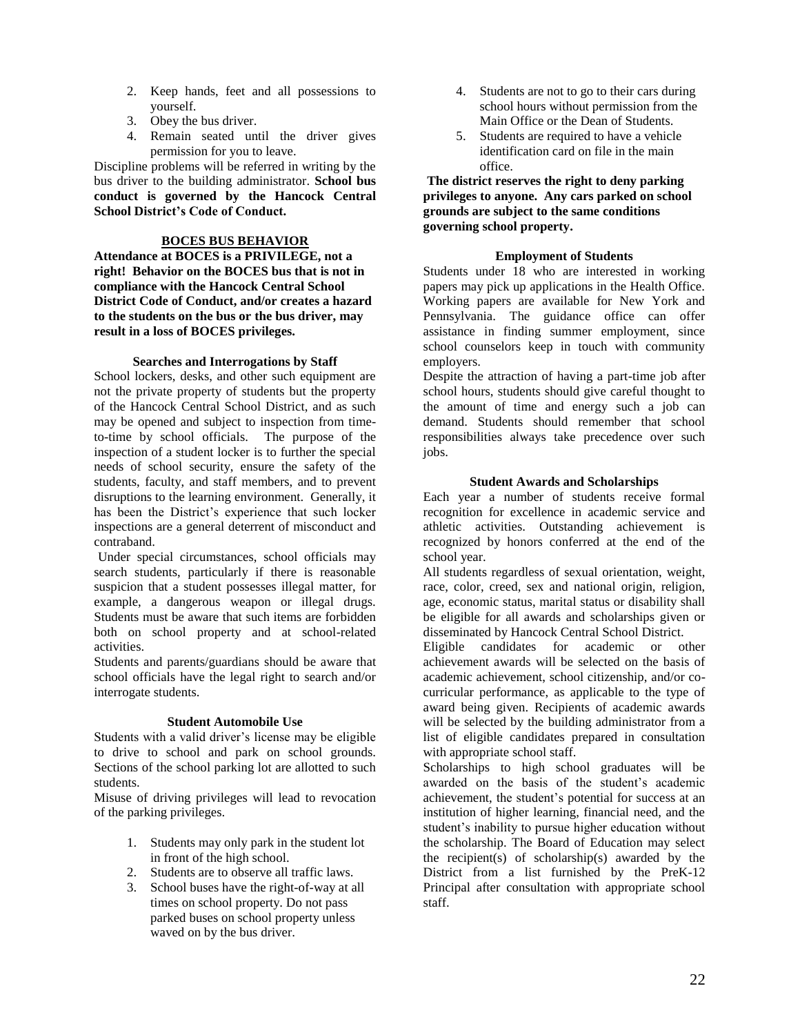2. Keep hands, feet and all possessions to yourself.
3. Obey the bus driver.
4. Remain seated until the driver gives permission for you to leave.

Discipline problems will be referred in writing by the bus driver to the building administrator. **School bus conduct is governed by the Hancock Central School District's Code of Conduct.**

### BOCES BUS BEHAVIOR

**Attendance at BOCES is a PRIVILEGE, not a right! Behavior on the BOCES bus that is not in compliance with the Hancock Central School District Code of Conduct, and/or creates a hazard to the students on the bus or the bus driver, may result in a loss of BOCES privileges.**

### Searches and Interrogations by Staff

School lockers, desks, and other such equipment are not the private property of students but the property of the Hancock Central School District, and as such may be opened and subject to inspection from time-to-time by school officials. The purpose of the inspection of a student locker is to further the special needs of school security, ensure the safety of the students, faculty, and staff members, and to prevent disruptions to the learning environment. Generally, it has been the District's experience that such locker inspections are a general deterrent of misconduct and contraband.

Under special circumstances, school officials may search students, particularly if there is reasonable suspicion that a student possesses illegal matter, for example, a dangerous weapon or illegal drugs. Students must be aware that such items are forbidden both on school property and at school-related activities.

Students and parents/guardians should be aware that school officials have the legal right to search and/or interrogate students.

### Student Automobile Use

Students with a valid driver's license may be eligible to drive to school and park on school grounds. Sections of the school parking lot are allotted to such students.

Misuse of driving privileges will lead to revocation of the parking privileges.

1. Students may only park in the student lot in front of the high school.
2. Students are to observe all traffic laws.
3. School buses have the right-of-way at all times on school property. Do not pass parked buses on school property unless waved on by the bus driver.
4. Students are not to go to their cars during school hours without permission from the Main Office or the Dean of Students.
5. Students are required to have a vehicle identification card on file in the main office.

**The district reserves the right to deny parking privileges to anyone. Any cars parked on school grounds are subject to the same conditions governing school property.**

### Employment of Students

Students under 18 who are interested in working papers may pick up applications in the Health Office. Working papers are available for New York and Pennsylvania. The guidance office can offer assistance in finding summer employment, since school counselors keep in touch with community employers.

Despite the attraction of having a part-time job after school hours, students should give careful thought to the amount of time and energy such a job can demand. Students should remember that school responsibilities always take precedence over such jobs.

### Student Awards and Scholarships

Each year a number of students receive formal recognition for excellence in academic service and athletic activities. Outstanding achievement is recognized by honors conferred at the end of the school year.

All students regardless of sexual orientation, weight, race, color, creed, sex and national origin, religion, age, economic status, marital status or disability shall be eligible for all awards and scholarships given or disseminated by Hancock Central School District.

Eligible candidates for academic or other achievement awards will be selected on the basis of academic achievement, school citizenship, and/or co-curricular performance, as applicable to the type of award being given. Recipients of academic awards will be selected by the building administrator from a list of eligible candidates prepared in consultation with appropriate school staff.

Scholarships to high school graduates will be awarded on the basis of the student's academic achievement, the student's potential for success at an institution of higher learning, financial need, and the student's inability to pursue higher education without the scholarship. The Board of Education may select the recipient(s) of scholarship(s) awarded by the District from a list furnished by the PreK-12 Principal after consultation with appropriate school staff.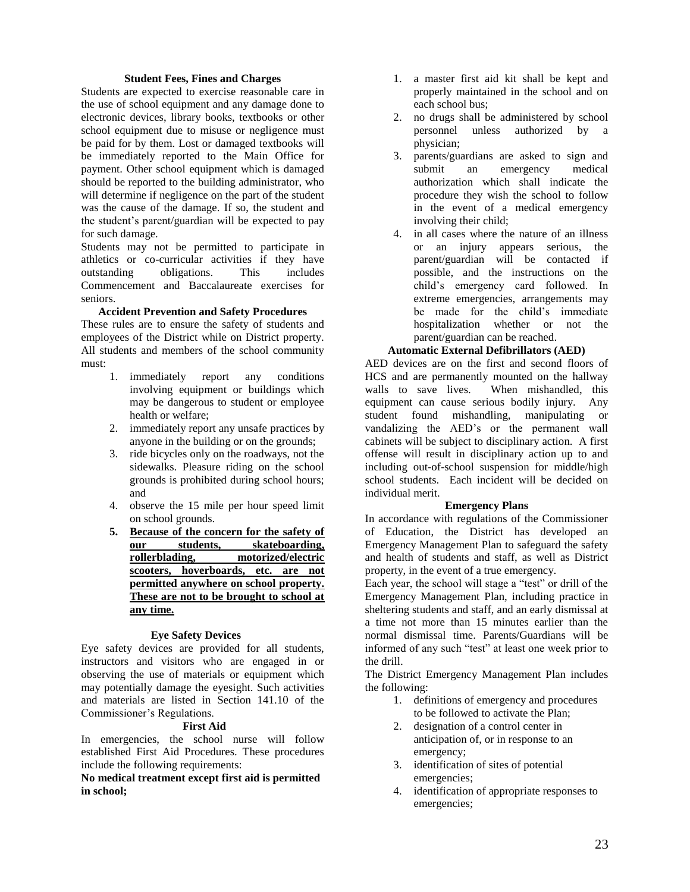### Student Fees, Fines and Charges

Students are expected to exercise reasonable care in the use of school equipment and any damage done to electronic devices, library books, textbooks or other school equipment due to misuse or negligence must be paid for by them. Lost or damaged textbooks will be immediately reported to the Main Office for payment. Other school equipment which is damaged should be reported to the building administrator, who will determine if negligence on the part of the student was the cause of the damage. If so, the student and the student's parent/guardian will be expected to pay for such damage.

Students may not be permitted to participate in athletics or co-curricular activities if they have outstanding obligations. This includes Commencement and Baccalaureate exercises for seniors.

### Accident Prevention and Safety Procedures

These rules are to ensure the safety of students and employees of the District while on District property. All students and members of the school community must:

1. immediately report any conditions involving equipment or buildings which may be dangerous to student or employee health or welfare;
2. immediately report any unsafe practices by anyone in the building or on the grounds;
3. ride bicycles only on the roadways, not the sidewalks. Pleasure riding on the school grounds is prohibited during school hours; and
4. observe the 15 mile per hour speed limit on school grounds.
5. **<u>Because of the concern for the safety of our students, skateboarding, rollerblading, motorized/electric scooters, hoverboards, etc. are not permitted anywhere on school property. These are not to be brought to school at any time.</u>**

### Eye Safety Devices

Eye safety devices are provided for all students, instructors and visitors who are engaged in or observing the use of materials or equipment which may potentially damage the eyesight. Such activities and materials are listed in Section 141.10 of the Commissioner's Regulations.

### First Aid

In emergencies, the school nurse will follow established First Aid Procedures. These procedures include the following requirements:

**No medical treatment except first aid is permitted in school;**

1. a master first aid kit shall be kept and properly maintained in the school and on each school bus;
2. no drugs shall be administered by school personnel unless authorized by a physician;
3. parents/guardians are asked to sign and submit an emergency medical authorization which shall indicate the procedure they wish the school to follow in the event of a medical emergency involving their child;
4. in all cases where the nature of an illness or an injury appears serious, the parent/guardian will be contacted if possible, and the instructions on the child's emergency card followed. In extreme emergencies, arrangements may be made for the child's immediate hospitalization whether or not the parent/guardian can be reached.

### Automatic External Defibrillators (AED)

AED devices are on the first and second floors of HCS and are permanently mounted on the hallway walls to save lives. When mishandled, this equipment can cause serious bodily injury. Any student found mishandling, manipulating or vandalizing the AED's or the permanent wall cabinets will be subject to disciplinary action. A first offense will result in disciplinary action up to and including out-of-school suspension for middle/high school students. Each incident will be decided on individual merit.

### Emergency Plans

In accordance with regulations of the Commissioner of Education, the District has developed an Emergency Management Plan to safeguard the safety and health of students and staff, as well as District property, in the event of a true emergency.

Each year, the school will stage a "test" or drill of the Emergency Management Plan, including practice in sheltering students and staff, and an early dismissal at a time not more than 15 minutes earlier than the normal dismissal time. Parents/Guardians will be informed of any such "test" at least one week prior to the drill.

The District Emergency Management Plan includes the following:

1. definitions of emergency and procedures to be followed to activate the Plan;
2. designation of a control center in anticipation of, or in response to an emergency;
3. identification of sites of potential emergencies;
4. identification of appropriate responses to emergencies;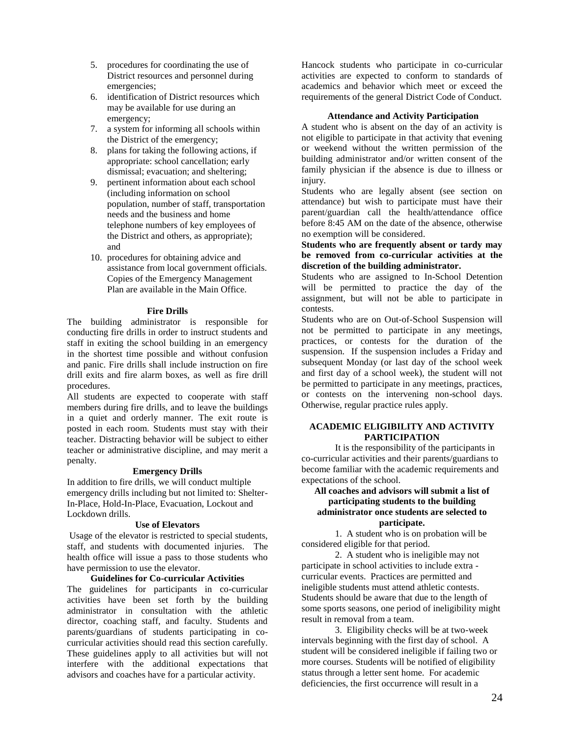5. procedures for coordinating the use of District resources and personnel during emergencies;
6. identification of District resources which may be available for use during an emergency;
7. a system for informing all schools within the District of the emergency;
8. plans for taking the following actions, if appropriate: school cancellation; early dismissal; evacuation; and sheltering;
9. pertinent information about each school (including information on school population, number of staff, transportation needs and the business and home telephone numbers of key employees of the District and others, as appropriate); and
10. procedures for obtaining advice and assistance from local government officials. Copies of the Emergency Management Plan are available in the Main Office.

### Fire Drills

The building administrator is responsible for conducting fire drills in order to instruct students and staff in exiting the school building in an emergency in the shortest time possible and without confusion and panic. Fire drills shall include instruction on fire drill exits and fire alarm boxes, as well as fire drill procedures.

All students are expected to cooperate with staff members during fire drills, and to leave the buildings in a quiet and orderly manner. The exit route is posted in each room. Students must stay with their teacher. Distracting behavior will be subject to either teacher or administrative discipline, and may merit a penalty.

### Emergency Drills

In addition to fire drills, we will conduct multiple emergency drills including but not limited to: Shelter-In-Place, Hold-In-Place, Evacuation, Lockout and Lockdown drills.

### Use of Elevators

Usage of the elevator is restricted to special students, staff, and students with documented injuries. The health office will issue a pass to those students who have permission to use the elevator.

### Guidelines for Co-curricular Activities

The guidelines for participants in co-curricular activities have been set forth by the building administrator in consultation with the athletic director, coaching staff, and faculty. Students and parents/guardians of students participating in co-curricular activities should read this section carefully. These guidelines apply to all activities but will not interfere with the additional expectations that advisors and coaches have for a particular activity.

Hancock students who participate in co-curricular activities are expected to conform to standards of academics and behavior which meet or exceed the requirements of the general District Code of Conduct.

### Attendance and Activity Participation

A student who is absent on the day of an activity is not eligible to participate in that activity that evening or weekend without the written permission of the building administrator and/or written consent of the family physician if the absence is due to illness or injury.

Students who are legally absent (see section on attendance) but wish to participate must have their parent/guardian call the health/attendance office before 8:45 AM on the date of the absence, otherwise no exemption will be considered.

**Students who are frequently absent or tardy may be removed from co-curricular activities at the discretion of the building administrator.**

Students who are assigned to In-School Detention will be permitted to practice the day of the assignment, but will not be able to participate in contests.

Students who are on Out-of-School Suspension will not be permitted to participate in any meetings, practices, or contests for the duration of the suspension. If the suspension includes a Friday and subsequent Monday (or last day of the school week and first day of a school week), the student will not be permitted to participate in any meetings, practices, or contests on the intervening non-school days. Otherwise, regular practice rules apply.

## ACADEMIC ELIGIBILITY AND ACTIVITY PARTICIPATION

It is the responsibility of the participants in co-curricular activities and their parents/guardians to become familiar with the academic requirements and expectations of the school.

**All coaches and advisors will submit a list of participating students to the building administrator once students are selected to participate.**

1. A student who is on probation will be considered eligible for that period.

2. A student who is ineligible may not participate in school activities to include extra - curricular events. Practices are permitted and ineligible students must attend athletic contests. Students should be aware that due to the length of some sports seasons, one period of ineligibility might result in removal from a team.

3. Eligibility checks will be at two-week intervals beginning with the first day of school. A student will be considered ineligible if failing two or more courses. Students will be notified of eligibility status through a letter sent home. For academic deficiencies, the first occurrence will result in a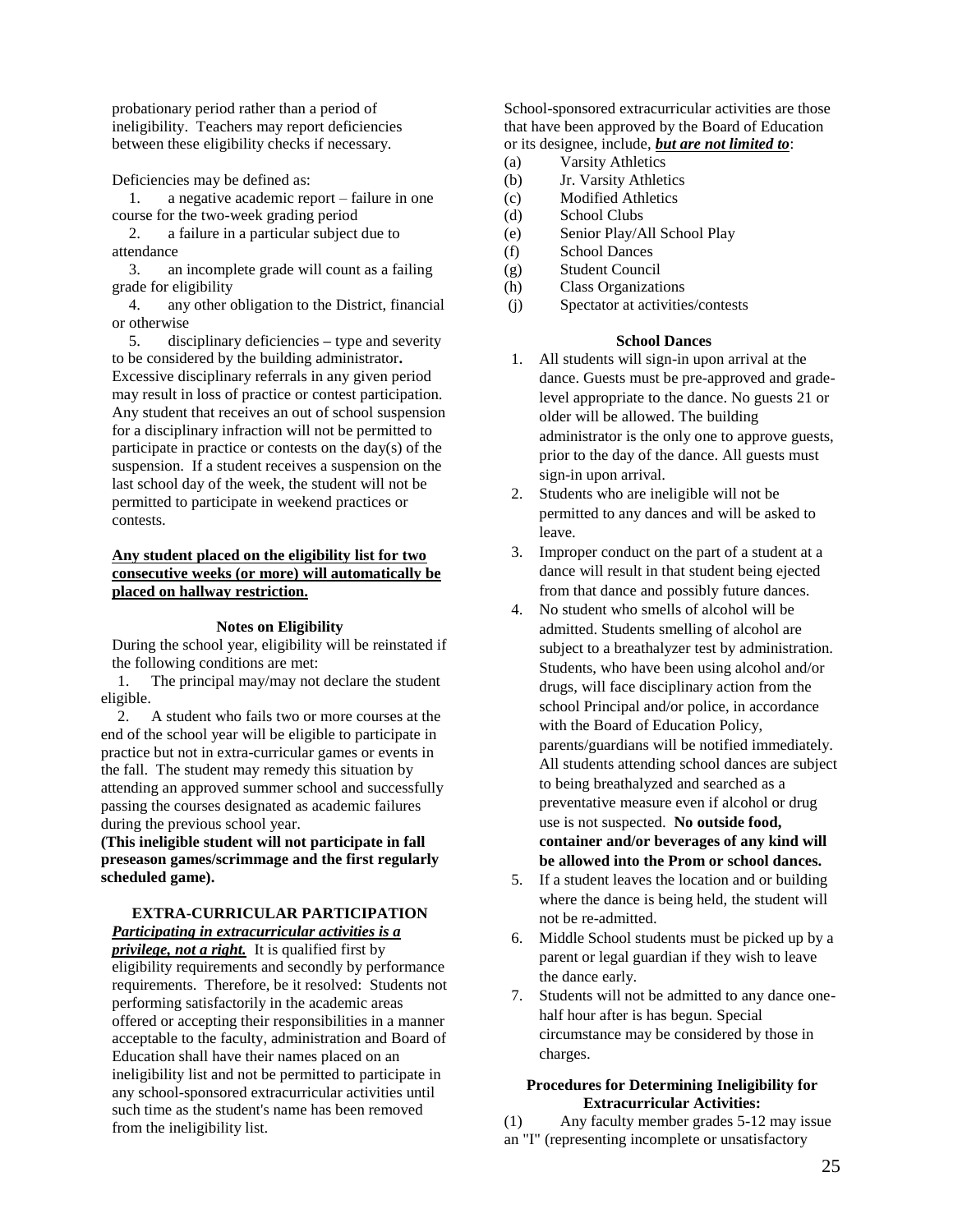probationary period rather than a period of ineligibility. Teachers may report deficiencies between these eligibility checks if necessary.

Deficiencies may be defined as:

1. a negative academic report – failure in one course for the two-week grading period
2. a failure in a particular subject due to attendance
3. an incomplete grade will count as a failing grade for eligibility
4. any other obligation to the District, financial or otherwise
5. disciplinary deficiencies **–** type and severity to be considered by the building administrator**.**

Excessive disciplinary referrals in any given period may result in loss of practice or contest participation. Any student that receives an out of school suspension for a disciplinary infraction will not be permitted to participate in practice or contests on the day(s) of the suspension. If a student receives a suspension on the last school day of the week, the student will not be permitted to participate in weekend practices or contests.

**Any student placed on the eligibility list for two consecutive weeks (or more) will automatically be placed on hallway restriction.**

### Notes on Eligibility

During the school year, eligibility will be reinstated if the following conditions are met:

1. The principal may/may not declare the student eligible.
2. A student who fails two or more courses at the end of the school year will be eligible to participate in practice but not in extra-curricular games or events in the fall. The student may remedy this situation by attending an approved summer school and successfully passing the courses designated as academic failures during the previous school year.

**(This ineligible student will not participate in fall preseason games/scrimmage and the first regularly scheduled game).**

### EXTRA-CURRICULAR PARTICIPATION

***Participating in extracurricular activities is a privilege, not a right.*** It is qualified first by eligibility requirements and secondly by performance requirements. Therefore, be it resolved: Students not performing satisfactorily in the academic areas offered or accepting their responsibilities in a manner acceptable to the faculty, administration and Board of Education shall have their names placed on an ineligibility list and not be permitted to participate in any school-sponsored extracurricular activities until such time as the student's name has been removed from the ineligibility list.

School-sponsored extracurricular activities are those that have been approved by the Board of Education or its designee, include, ***but are not limited to***:

(a) Varsity Athletics
(b) Jr. Varsity Athletics
(c) Modified Athletics
(d) School Clubs
(e) Senior Play/All School Play
(f) School Dances
(g) Student Council
(h) Class Organizations
(j) Spectator at activities/contests

### School Dances

1. All students will sign-in upon arrival at the dance. Guests must be pre-approved and grade-level appropriate to the dance. No guests 21 or older will be allowed. The building administrator is the only one to approve guests, prior to the day of the dance. All guests must sign-in upon arrival.
2. Students who are ineligible will not be permitted to any dances and will be asked to leave.
3. Improper conduct on the part of a student at a dance will result in that student being ejected from that dance and possibly future dances.
4. No student who smells of alcohol will be admitted. Students smelling of alcohol are subject to a breathalyzer test by administration. Students, who have been using alcohol and/or drugs, will face disciplinary action from the school Principal and/or police, in accordance with the Board of Education Policy, parents/guardians will be notified immediately. All students attending school dances are subject to being breathalyzed and searched as a preventative measure even if alcohol or drug use is not suspected. **No outside food, container and/or beverages of any kind will be allowed into the Prom or school dances.**
5. If a student leaves the location and or building where the dance is being held, the student will not be re-admitted.
6. Middle School students must be picked up by a parent or legal guardian if they wish to leave the dance early.
7. Students will not be admitted to any dance one-half hour after is has begun. Special circumstance may be considered by those in charges.

### Procedures for Determining Ineligibility for Extracurricular Activities:

(1) Any faculty member grades 5-12 may issue an "I" (representing incomplete or unsatisfactory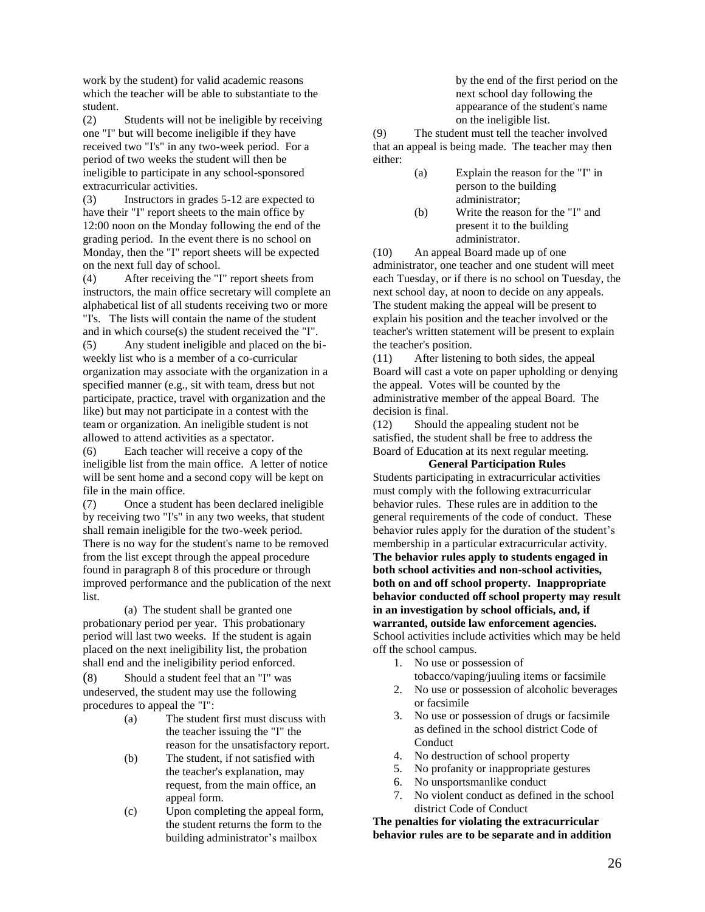work by the student) for valid academic reasons which the teacher will be able to substantiate to the student.

(2) Students will not be ineligible by receiving one "I" but will become ineligible if they have received two "I's" in any two-week period. For a period of two weeks the student will then be ineligible to participate in any school-sponsored extracurricular activities.

(3) Instructors in grades 5-12 are expected to have their "I" report sheets to the main office by 12:00 noon on the Monday following the end of the grading period. In the event there is no school on Monday, then the "I" report sheets will be expected on the next full day of school.

(4) After receiving the "I" report sheets from instructors, the main office secretary will complete an alphabetical list of all students receiving two or more "I's. The lists will contain the name of the student and in which course(s) the student received the "I".

(5) Any student ineligible and placed on the bi-weekly list who is a member of a co-curricular organization may associate with the organization in a specified manner (e.g., sit with team, dress but not participate, practice, travel with organization and the like) but may not participate in a contest with the team or organization. An ineligible student is not allowed to attend activities as a spectator.

(6) Each teacher will receive a copy of the ineligible list from the main office. A letter of notice will be sent home and a second copy will be kept on file in the main office.

(7) Once a student has been declared ineligible by receiving two "I's" in any two weeks, that student shall remain ineligible for the two-week period. There is no way for the student's name to be removed from the list except through the appeal procedure found in paragraph 8 of this procedure or through improved performance and the publication of the next list.

(a) The student shall be granted one probationary period per year. This probationary period will last two weeks. If the student is again placed on the next ineligibility list, the probation shall end and the ineligibility period enforced.

(8) Should a student feel that an "I" was undeserved, the student may use the following procedures to appeal the "I":

- (a) The student first must discuss with the teacher issuing the "I" the reason for the unsatisfactory report.
- (b) The student, if not satisfied with the teacher's explanation, may request, from the main office, an appeal form.
- (c) Upon completing the appeal form, the student returns the form to the building administrator's mailbox by the end of the first period on the next school day following the appearance of the student's name on the ineligible list.

(9) The student must tell the teacher involved that an appeal is being made. The teacher may then either:

- (a) Explain the reason for the "I" in person to the building administrator;
- (b) Write the reason for the "I" and present it to the building administrator.

(10) An appeal Board made up of one administrator, one teacher and one student will meet each Tuesday, or if there is no school on Tuesday, the next school day, at noon to decide on any appeals. The student making the appeal will be present to explain his position and the teacher involved or the teacher's written statement will be present to explain the teacher's position.

(11) After listening to both sides, the appeal Board will cast a vote on paper upholding or denying the appeal. Votes will be counted by the administrative member of the appeal Board. The decision is final.

(12) Should the appealing student not be satisfied, the student shall be free to address the Board of Education at its next regular meeting.

**General Participation Rules**

Students participating in extracurricular activities must comply with the following extracurricular behavior rules. These rules are in addition to the general requirements of the code of conduct. These behavior rules apply for the duration of the student's membership in a particular extracurricular activity. **The behavior rules apply to students engaged in both school activities and non-school activities, both on and off school property. Inappropriate behavior conducted off school property may result in an investigation by school officials, and, if warranted, outside law enforcement agencies.** School activities include activities which may be held off the school campus.

1. No use or possession of tobacco/vaping/juuling items or facsimile
2. No use or possession of alcoholic beverages or facsimile
3. No use or possession of drugs or facsimile as defined in the school district Code of Conduct
4. No destruction of school property
5. No profanity or inappropriate gestures
6. No unsportsmanlike conduct
7. No violent conduct as defined in the school district Code of Conduct

**The penalties for violating the extracurricular behavior rules are to be separate and in addition**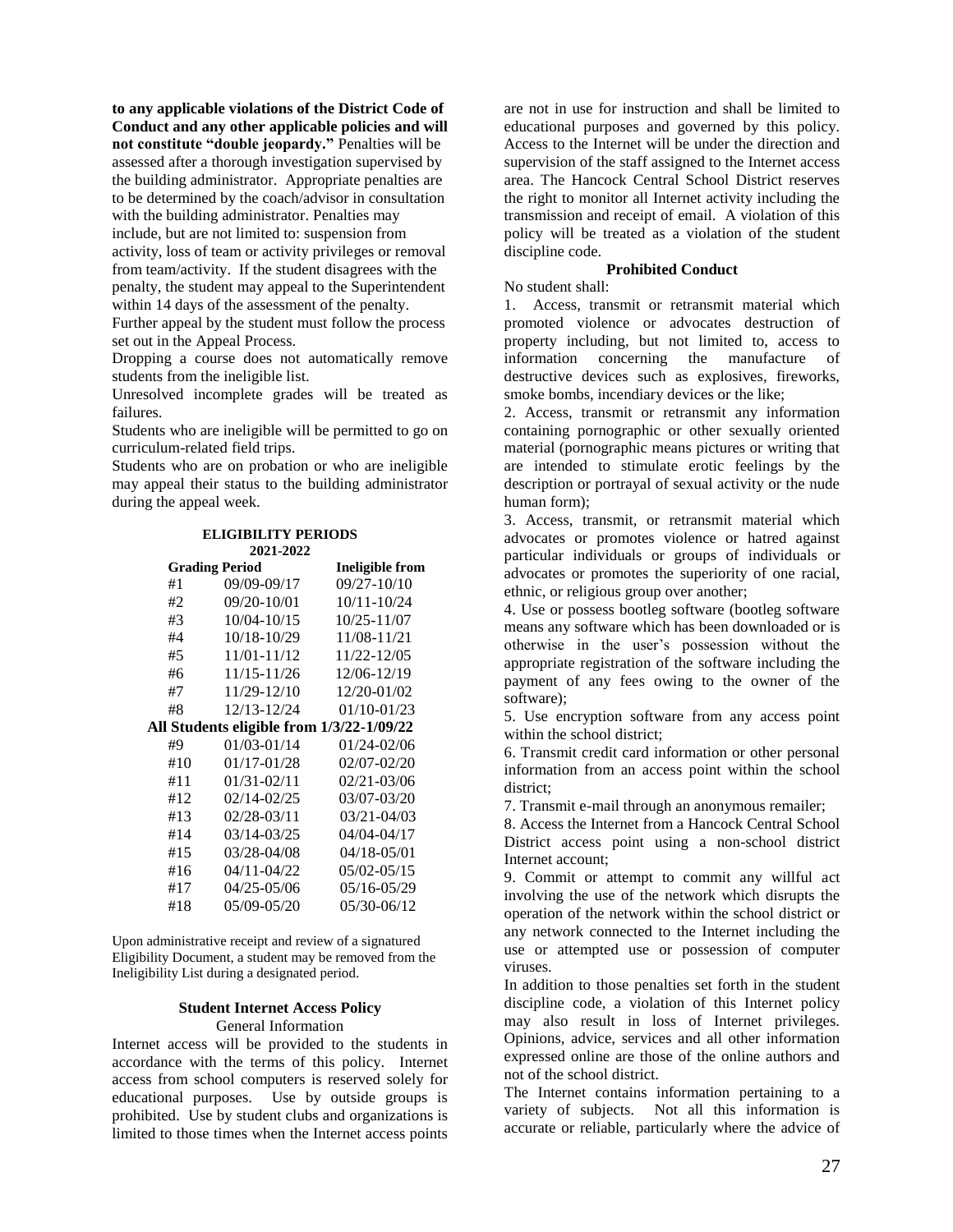**to any applicable violations of the District Code of Conduct and any other applicable policies and will not constitute "double jeopardy."** Penalties will be assessed after a thorough investigation supervised by the building administrator. Appropriate penalties are to be determined by the coach/advisor in consultation with the building administrator. Penalties may include, but are not limited to: suspension from activity, loss of team or activity privileges or removal from team/activity. If the student disagrees with the penalty, the student may appeal to the Superintendent within 14 days of the assessment of the penalty. Further appeal by the student must follow the process set out in the Appeal Process.

Dropping a course does not automatically remove students from the ineligible list.

Unresolved incomplete grades will be treated as failures.

Students who are ineligible will be permitted to go on curriculum-related field trips.

Students who are on probation or who are ineligible may appeal their status to the building administrator during the appeal week.

**ELIGIBILITY PERIODS**
**2021-2022**

| Grading Period | | Ineligible from |
|---|---|---|
| #1 | 09/09-09/17 | 09/27-10/10 |
| #2 | 09/20-10/01 | 10/11-10/24 |
| #3 | 10/04-10/15 | 10/25-11/07 |
| #4 | 10/18-10/29 | 11/08-11/21 |
| #5 | 11/01-11/12 | 11/22-12/05 |
| #6 | 11/15-11/26 | 12/06-12/19 |
| #7 | 11/29-12/10 | 12/20-01/02 |
| #8 | 12/13-12/24 | 01/10-01/23 |
| **All Students eligible from 1/3/22-1/09/22** | | |
| #9 | 01/03-01/14 | 01/24-02/06 |
| #10 | 01/17-01/28 | 02/07-02/20 |
| #11 | 01/31-02/11 | 02/21-03/06 |
| #12 | 02/14-02/25 | 03/07-03/20 |
| #13 | 02/28-03/11 | 03/21-04/03 |
| #14 | 03/14-03/25 | 04/04-04/17 |
| #15 | 03/28-04/08 | 04/18-05/01 |
| #16 | 04/11-04/22 | 05/02-05/15 |
| #17 | 04/25-05/06 | 05/16-05/29 |
| #18 | 05/09-05/20 | 05/30-06/12 |

Upon administrative receipt and review of a signatured Eligibility Document, a student may be removed from the Ineligibility List during a designated period.

## Student Internet Access Policy

General Information

Internet access will be provided to the students in accordance with the terms of this policy. Internet access from school computers is reserved solely for educational purposes. Use by outside groups is prohibited. Use by student clubs and organizations is limited to those times when the Internet access points are not in use for instruction and shall be limited to educational purposes and governed by this policy. Access to the Internet will be under the direction and supervision of the staff assigned to the Internet access area. The Hancock Central School District reserves the right to monitor all Internet activity including the transmission and receipt of email. A violation of this policy will be treated as a violation of the student discipline code.

### Prohibited Conduct

No student shall:

1. Access, transmit or retransmit material which promoted violence or advocates destruction of property including, but not limited to, access to information concerning the manufacture of destructive devices such as explosives, fireworks, smoke bombs, incendiary devices or the like;
2. Access, transmit or retransmit any information containing pornographic or other sexually oriented material (pornographic means pictures or writing that are intended to stimulate erotic feelings by the description or portrayal of sexual activity or the nude human form);
3. Access, transmit, or retransmit material which advocates or promotes violence or hatred against particular individuals or groups of individuals or advocates or promotes the superiority of one racial, ethnic, or religious group over another;
4. Use or possess bootleg software (bootleg software means any software which has been downloaded or is otherwise in the user's possession without the appropriate registration of the software including the payment of any fees owing to the owner of the software);
5. Use encryption software from any access point within the school district;
6. Transmit credit card information or other personal information from an access point within the school district;
7. Transmit e-mail through an anonymous remailer;
8. Access the Internet from a Hancock Central School District access point using a non-school district Internet account;
9. Commit or attempt to commit any willful act involving the use of the network which disrupts the operation of the network within the school district or any network connected to the Internet including the use or attempted use or possession of computer viruses.

In addition to those penalties set forth in the student discipline code, a violation of this Internet policy may also result in loss of Internet privileges. Opinions, advice, services and all other information expressed online are those of the online authors and not of the school district.

The Internet contains information pertaining to a variety of subjects. Not all this information is accurate or reliable, particularly where the advice of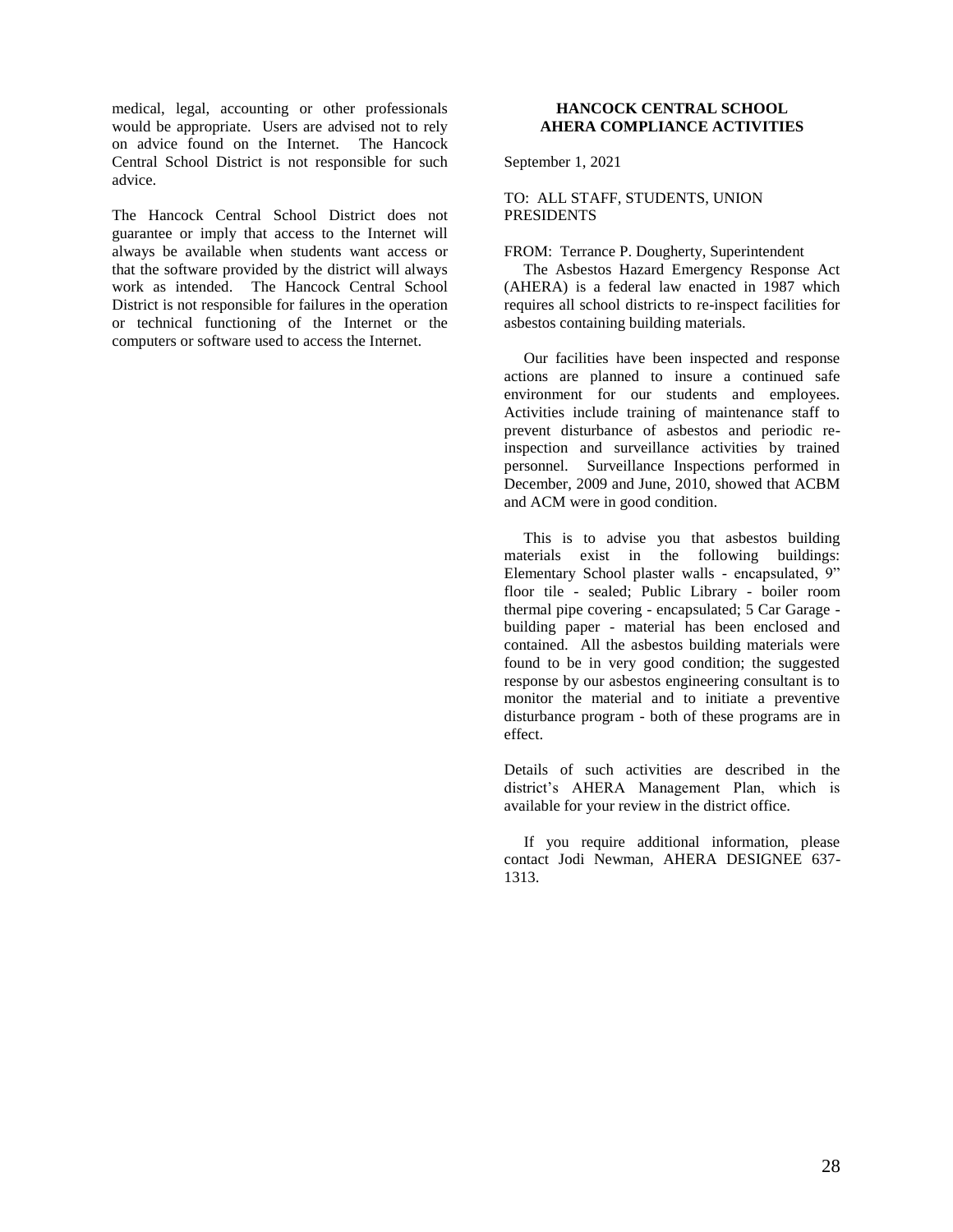medical, legal, accounting or other professionals would be appropriate. Users are advised not to rely on advice found on the Internet. The Hancock Central School District is not responsible for such advice.

The Hancock Central School District does not guarantee or imply that access to the Internet will always be available when students want access or that the software provided by the district will always work as intended. The Hancock Central School District is not responsible for failures in the operation or technical functioning of the Internet or the computers or software used to access the Internet.

**HANCOCK CENTRAL SCHOOL**
**AHERA COMPLIANCE ACTIVITIES**

September 1, 2021

TO: ALL STAFF, STUDENTS, UNION PRESIDENTS

FROM: Terrance P. Dougherty, Superintendent

The Asbestos Hazard Emergency Response Act (AHERA) is a federal law enacted in 1987 which requires all school districts to re-inspect facilities for asbestos containing building materials.

Our facilities have been inspected and response actions are planned to insure a continued safe environment for our students and employees. Activities include training of maintenance staff to prevent disturbance of asbestos and periodic re-inspection and surveillance activities by trained personnel. Surveillance Inspections performed in December, 2009 and June, 2010, showed that ACBM and ACM were in good condition.

This is to advise you that asbestos building materials exist in the following buildings: Elementary School plaster walls - encapsulated, 9" floor tile - sealed; Public Library - boiler room thermal pipe covering - encapsulated; 5 Car Garage - building paper - material has been enclosed and contained. All the asbestos building materials were found to be in very good condition; the suggested response by our asbestos engineering consultant is to monitor the material and to initiate a preventive disturbance program - both of these programs are in effect.

Details of such activities are described in the district's AHERA Management Plan, which is available for your review in the district office.

If you require additional information, please contact Jodi Newman, AHERA DESIGNEE 637-1313.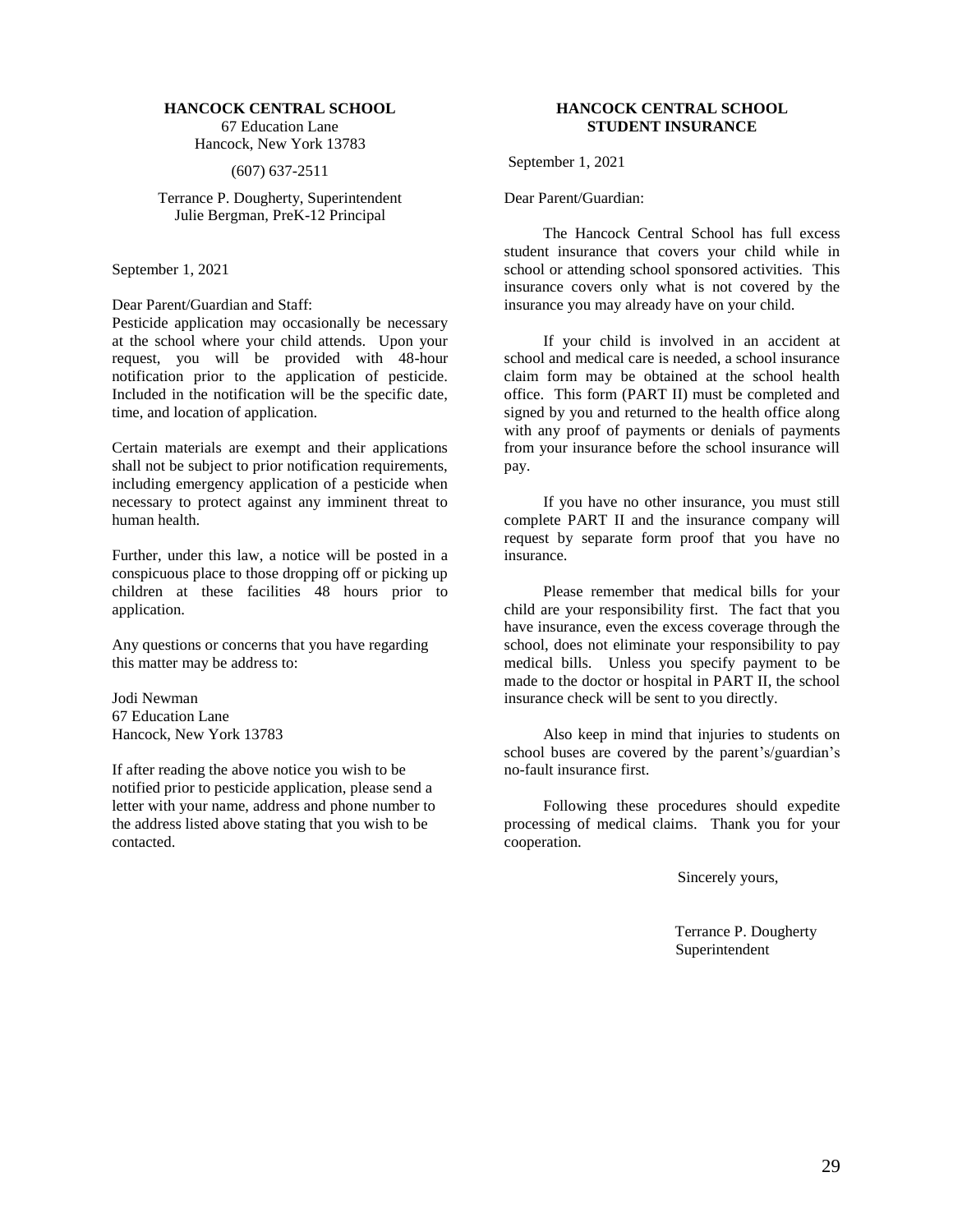**HANCOCK CENTRAL SCHOOL**
67 Education Lane
Hancock, New York 13783

(607) 637-2511

Terrance P. Dougherty, Superintendent
Julie Bergman, PreK-12 Principal

September 1, 2021

Dear Parent/Guardian and Staff:

Pesticide application may occasionally be necessary at the school where your child attends. Upon your request, you will be provided with 48-hour notification prior to the application of pesticide. Included in the notification will be the specific date, time, and location of application.

Certain materials are exempt and their applications shall not be subject to prior notification requirements, including emergency application of a pesticide when necessary to protect against any imminent threat to human health.

Further, under this law, a notice will be posted in a conspicuous place to those dropping off or picking up children at these facilities 48 hours prior to application.

Any questions or concerns that you have regarding this matter may be address to:

Jodi Newman
67 Education Lane
Hancock, New York 13783

If after reading the above notice you wish to be notified prior to pesticide application, please send a letter with your name, address and phone number to the address listed above stating that you wish to be contacted.

**HANCOCK CENTRAL SCHOOL**
**STUDENT INSURANCE**

September 1, 2021

Dear Parent/Guardian:

The Hancock Central School has full excess student insurance that covers your child while in school or attending school sponsored activities. This insurance covers only what is not covered by the insurance you may already have on your child.

If your child is involved in an accident at school and medical care is needed, a school insurance claim form may be obtained at the school health office. This form (PART II) must be completed and signed by you and returned to the health office along with any proof of payments or denials of payments from your insurance before the school insurance will pay.

If you have no other insurance, you must still complete PART II and the insurance company will request by separate form proof that you have no insurance.

Please remember that medical bills for your child are your responsibility first. The fact that you have insurance, even the excess coverage through the school, does not eliminate your responsibility to pay medical bills. Unless you specify payment to be made to the doctor or hospital in PART II, the school insurance check will be sent to you directly.

Also keep in mind that injuries to students on school buses are covered by the parent's/guardian's no-fault insurance first.

Following these procedures should expedite processing of medical claims. Thank you for your cooperation.

Sincerely yours,

Terrance P. Dougherty
Superintendent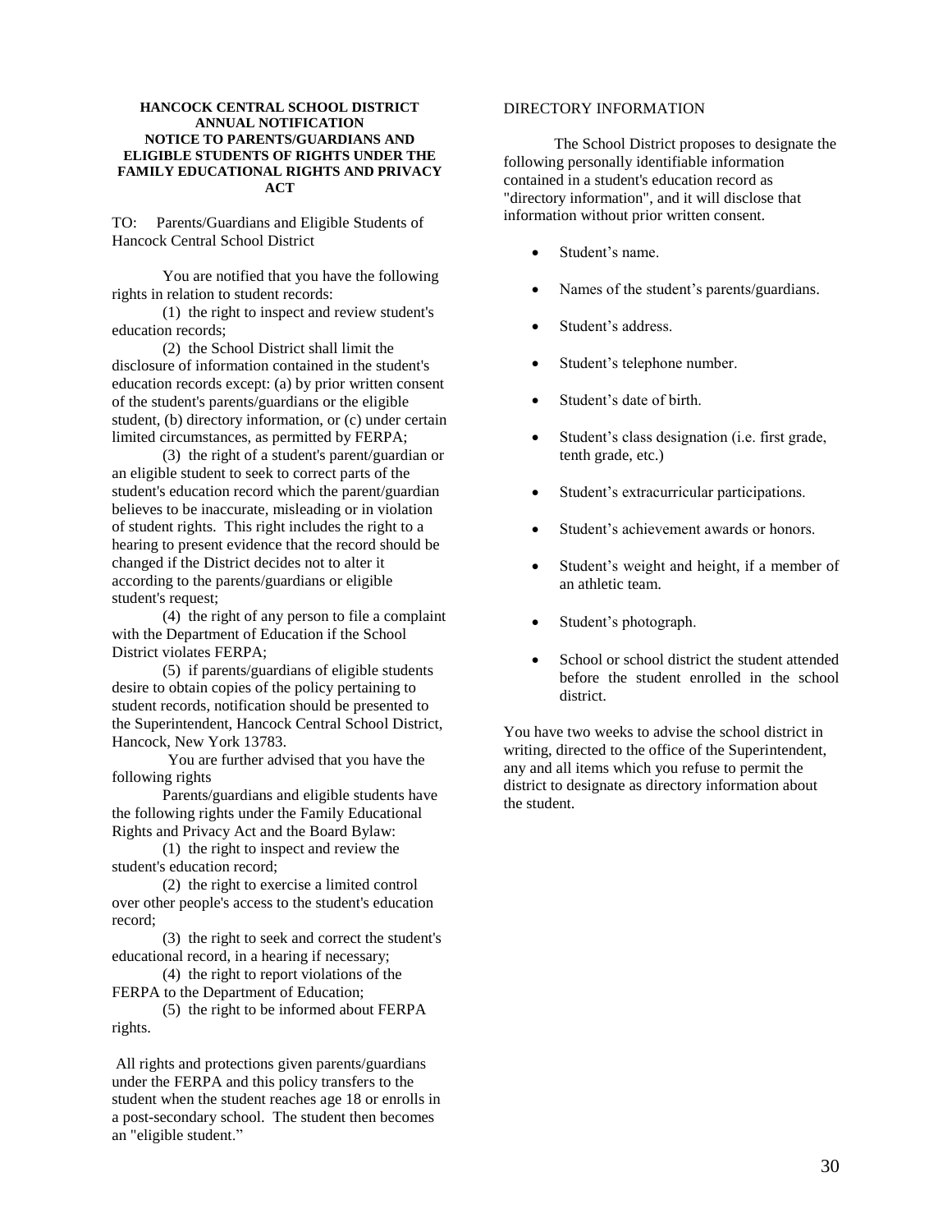**HANCOCK CENTRAL SCHOOL DISTRICT**
**ANNUAL NOTIFICATION**
**NOTICE TO PARENTS/GUARDIANS AND ELIGIBLE STUDENTS OF RIGHTS UNDER THE FAMILY EDUCATIONAL RIGHTS AND PRIVACY ACT**

TO: Parents/Guardians and Eligible Students of Hancock Central School District

You are notified that you have the following rights in relation to student records:

(1) the right to inspect and review student's education records;

(2) the School District shall limit the disclosure of information contained in the student's education records except: (a) by prior written consent of the student's parents/guardians or the eligible student, (b) directory information, or (c) under certain limited circumstances, as permitted by FERPA;

(3) the right of a student's parent/guardian or an eligible student to seek to correct parts of the student's education record which the parent/guardian believes to be inaccurate, misleading or in violation of student rights. This right includes the right to a hearing to present evidence that the record should be changed if the District decides not to alter it according to the parents/guardians or eligible student's request;

(4) the right of any person to file a complaint with the Department of Education if the School District violates FERPA;

(5) if parents/guardians of eligible students desire to obtain copies of the policy pertaining to student records, notification should be presented to the Superintendent, Hancock Central School District, Hancock, New York 13783.

You are further advised that you have the following rights

Parents/guardians and eligible students have the following rights under the Family Educational Rights and Privacy Act and the Board Bylaw:

(1) the right to inspect and review the student's education record;

(2) the right to exercise a limited control over other people's access to the student's education record;

(3) the right to seek and correct the student's educational record, in a hearing if necessary;

(4) the right to report violations of the FERPA to the Department of Education;

(5) the right to be informed about FERPA rights.

All rights and protections given parents/guardians under the FERPA and this policy transfers to the student when the student reaches age 18 or enrolls in a post-secondary school. The student then becomes an "eligible student."

DIRECTORY INFORMATION

The School District proposes to designate the following personally identifiable information contained in a student's education record as "directory information", and it will disclose that information without prior written consent.

- Student's name.
- Names of the student's parents/guardians.
- Student's address.
- Student's telephone number.
- Student's date of birth.
- Student's class designation (i.e. first grade, tenth grade, etc.)
- Student's extracurricular participations.
- Student's achievement awards or honors.
- Student's weight and height, if a member of an athletic team.
- Student's photograph.
- School or school district the student attended before the student enrolled in the school district.

You have two weeks to advise the school district in writing, directed to the office of the Superintendent, any and all items which you refuse to permit the district to designate as directory information about the student.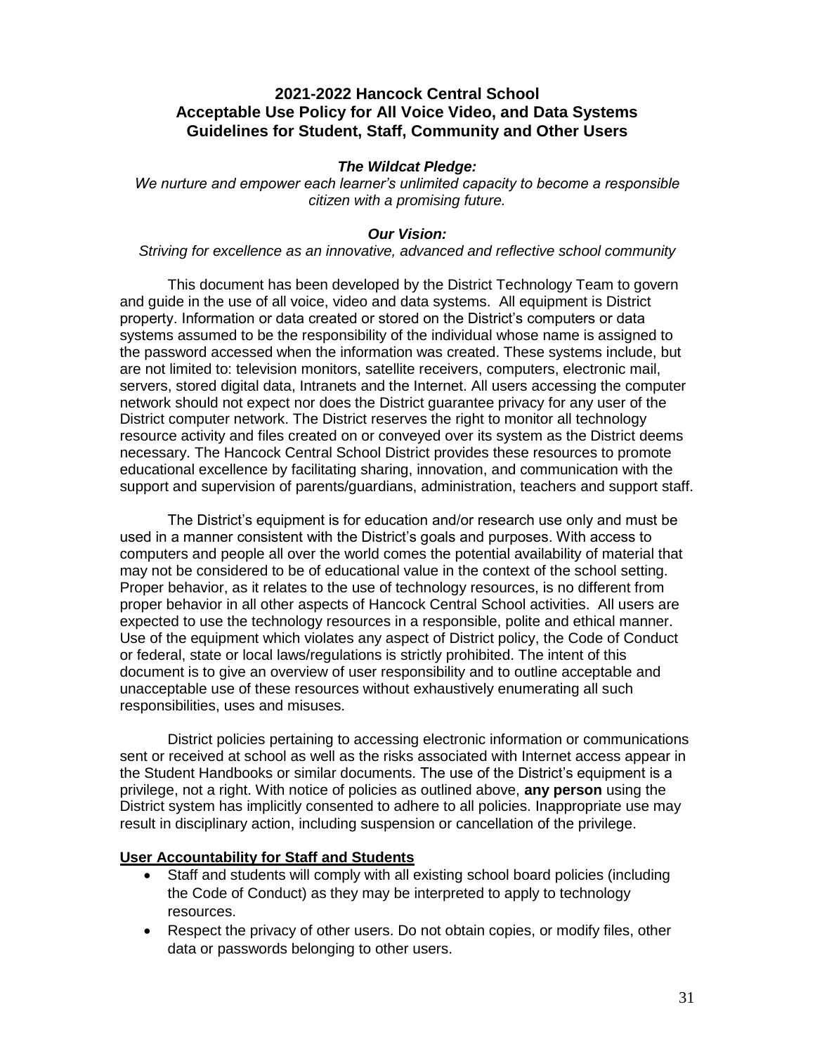## 2021-2022 Hancock Central School
## Acceptable Use Policy for All Voice Video, and Data Systems
## Guidelines for Student, Staff, Community and Other Users

***The Wildcat Pledge:***
*We nurture and empower each learner's unlimited capacity to become a responsible citizen with a promising future.*

***Our Vision:***
*Striving for excellence as an innovative, advanced and reflective school community*

This document has been developed by the District Technology Team to govern and guide in the use of all voice, video and data systems. All equipment is District property. Information or data created or stored on the District's computers or data systems assumed to be the responsibility of the individual whose name is assigned to the password accessed when the information was created. These systems include, but are not limited to: television monitors, satellite receivers, computers, electronic mail, servers, stored digital data, Intranets and the Internet. All users accessing the computer network should not expect nor does the District guarantee privacy for any user of the District computer network. The District reserves the right to monitor all technology resource activity and files created on or conveyed over its system as the District deems necessary. The Hancock Central School District provides these resources to promote educational excellence by facilitating sharing, innovation, and communication with the support and supervision of parents/guardians, administration, teachers and support staff.

The District's equipment is for education and/or research use only and must be used in a manner consistent with the District's goals and purposes. With access to computers and people all over the world comes the potential availability of material that may not be considered to be of educational value in the context of the school setting. Proper behavior, as it relates to the use of technology resources, is no different from proper behavior in all other aspects of Hancock Central School activities. All users are expected to use the technology resources in a responsible, polite and ethical manner. Use of the equipment which violates any aspect of District policy, the Code of Conduct or federal, state or local laws/regulations is strictly prohibited. The intent of this document is to give an overview of user responsibility and to outline acceptable and unacceptable use of these resources without exhaustively enumerating all such responsibilities, uses and misuses.

District policies pertaining to accessing electronic information or communications sent or received at school as well as the risks associated with Internet access appear in the Student Handbooks or similar documents. The use of the District's equipment is a privilege, not a right. With notice of policies as outlined above, **any person** using the District system has implicitly consented to adhere to all policies. Inappropriate use may result in disciplinary action, including suspension or cancellation of the privilege.

**User Accountability for Staff and Students**

- Staff and students will comply with all existing school board policies (including the Code of Conduct) as they may be interpreted to apply to technology resources.
- Respect the privacy of other users. Do not obtain copies, or modify files, other data or passwords belonging to other users.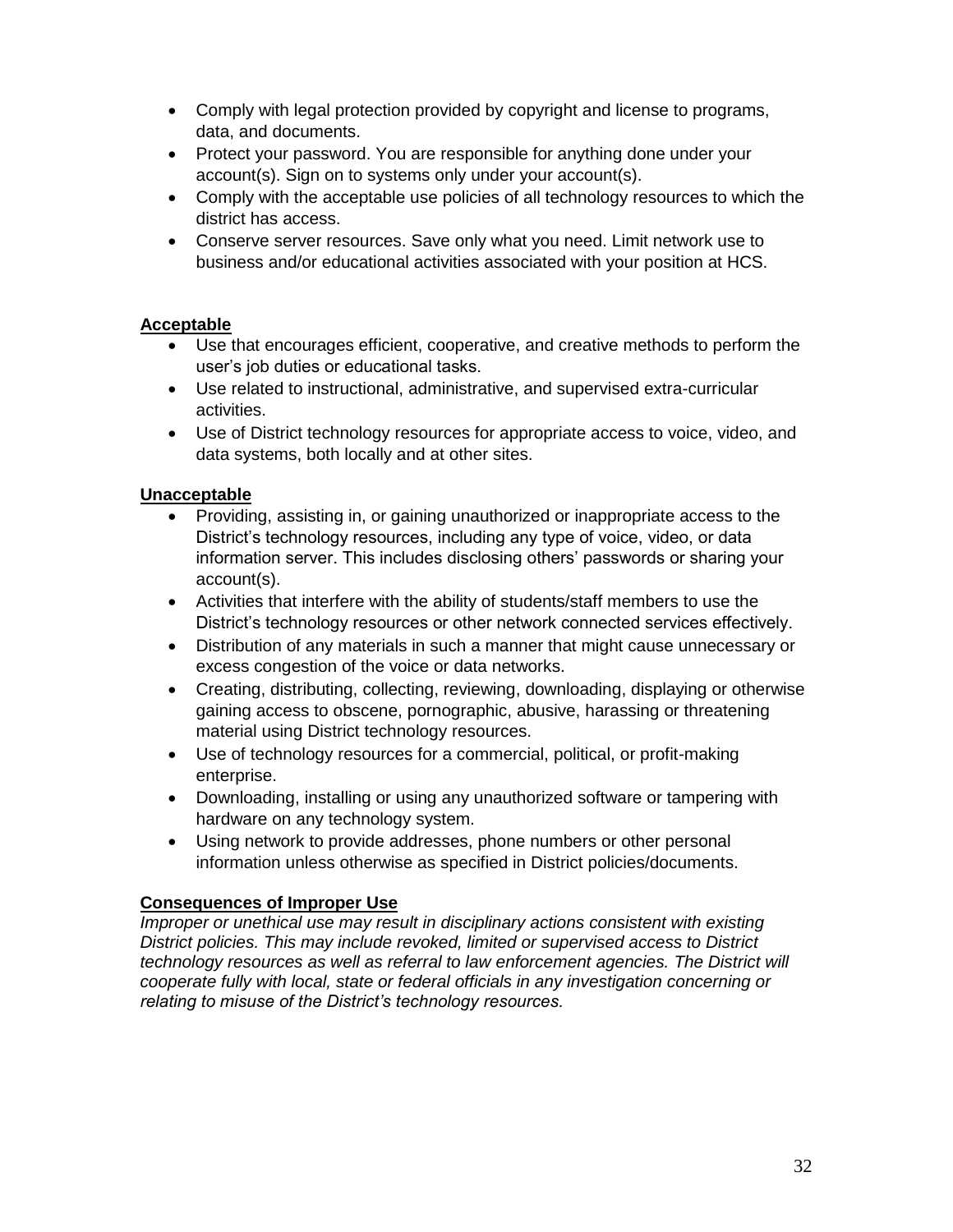- Comply with legal protection provided by copyright and license to programs, data, and documents.
- Protect your password. You are responsible for anything done under your account(s). Sign on to systems only under your account(s).
- Comply with the acceptable use policies of all technology resources to which the district has access.
- Conserve server resources. Save only what you need. Limit network use to business and/or educational activities associated with your position at HCS.

**Acceptable**

- Use that encourages efficient, cooperative, and creative methods to perform the user's job duties or educational tasks.
- Use related to instructional, administrative, and supervised extra-curricular activities.
- Use of District technology resources for appropriate access to voice, video, and data systems, both locally and at other sites.

**Unacceptable**

- Providing, assisting in, or gaining unauthorized or inappropriate access to the District's technology resources, including any type of voice, video, or data information server. This includes disclosing others' passwords or sharing your account(s).
- Activities that interfere with the ability of students/staff members to use the District's technology resources or other network connected services effectively.
- Distribution of any materials in such a manner that might cause unnecessary or excess congestion of the voice or data networks.
- Creating, distributing, collecting, reviewing, downloading, displaying or otherwise gaining access to obscene, pornographic, abusive, harassing or threatening material using District technology resources.
- Use of technology resources for a commercial, political, or profit-making enterprise.
- Downloading, installing or using any unauthorized software or tampering with hardware on any technology system.
- Using network to provide addresses, phone numbers or other personal information unless otherwise as specified in District policies/documents.

**Consequences of Improper Use**

*Improper or unethical use may result in disciplinary actions consistent with existing District policies. This may include revoked, limited or supervised access to District technology resources as well as referral to law enforcement agencies. The District will cooperate fully with local, state or federal officials in any investigation concerning or relating to misuse of the District's technology resources.*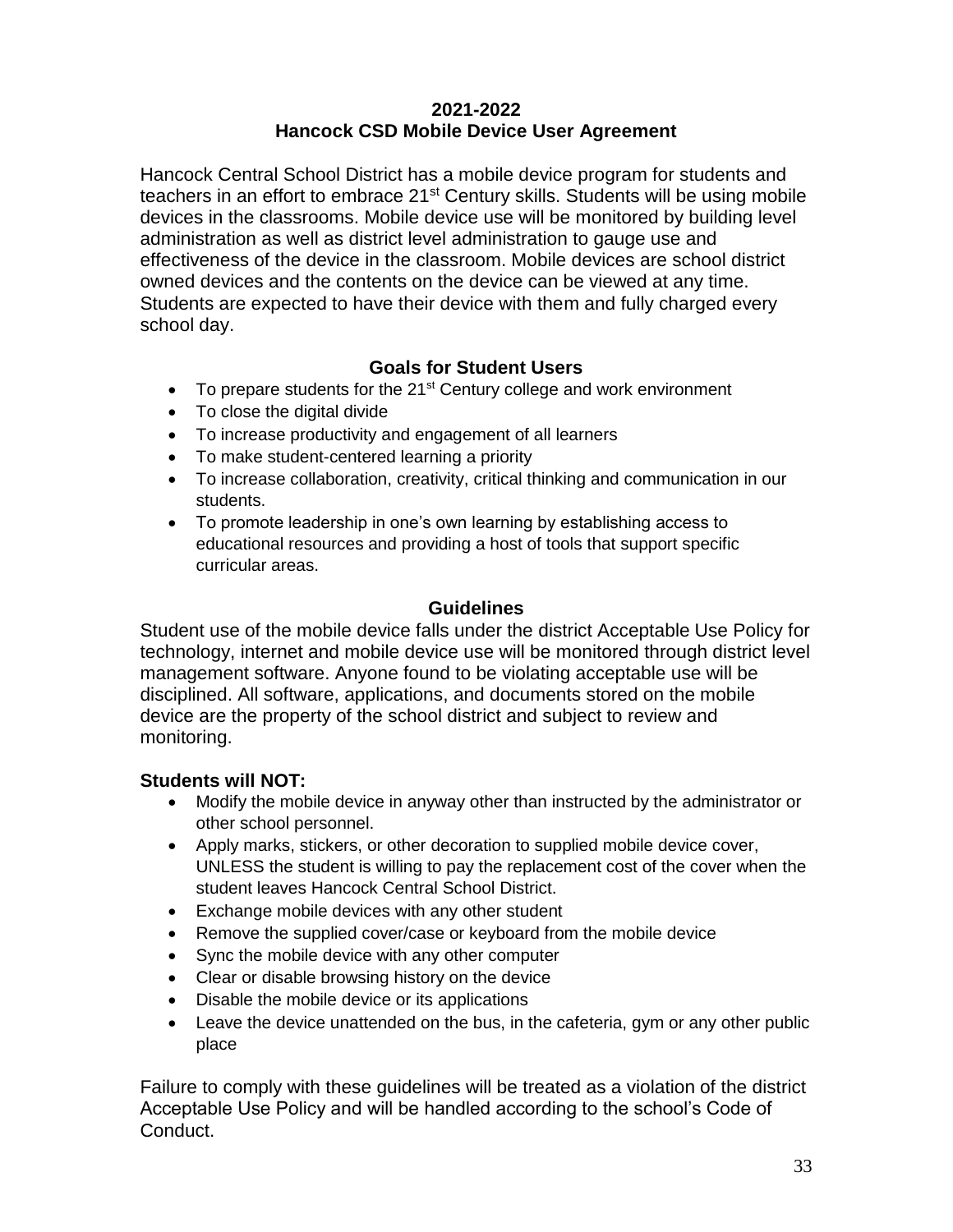# 2021-2022
# Hancock CSD Mobile Device User Agreement

Hancock Central School District has a mobile device program for students and teachers in an effort to embrace 21st Century skills. Students will be using mobile devices in the classrooms. Mobile device use will be monitored by building level administration as well as district level administration to gauge use and effectiveness of the device in the classroom. Mobile devices are school district owned devices and the contents on the device can be viewed at any time. Students are expected to have their device with them and fully charged every school day.

## Goals for Student Users

- To prepare students for the 21st Century college and work environment
- To close the digital divide
- To increase productivity and engagement of all learners
- To make student-centered learning a priority
- To increase collaboration, creativity, critical thinking and communication in our students.
- To promote leadership in one's own learning by establishing access to educational resources and providing a host of tools that support specific curricular areas.

## Guidelines

Student use of the mobile device falls under the district Acceptable Use Policy for technology, internet and mobile device use will be monitored through district level management software. Anyone found to be violating acceptable use will be disciplined. All software, applications, and documents stored on the mobile device are the property of the school district and subject to review and monitoring.

**Students will NOT:**

- Modify the mobile device in anyway other than instructed by the administrator or other school personnel.
- Apply marks, stickers, or other decoration to supplied mobile device cover, UNLESS the student is willing to pay the replacement cost of the cover when the student leaves Hancock Central School District.
- Exchange mobile devices with any other student
- Remove the supplied cover/case or keyboard from the mobile device
- Sync the mobile device with any other computer
- Clear or disable browsing history on the device
- Disable the mobile device or its applications
- Leave the device unattended on the bus, in the cafeteria, gym or any other public place

Failure to comply with these guidelines will be treated as a violation of the district Acceptable Use Policy and will be handled according to the school's Code of Conduct.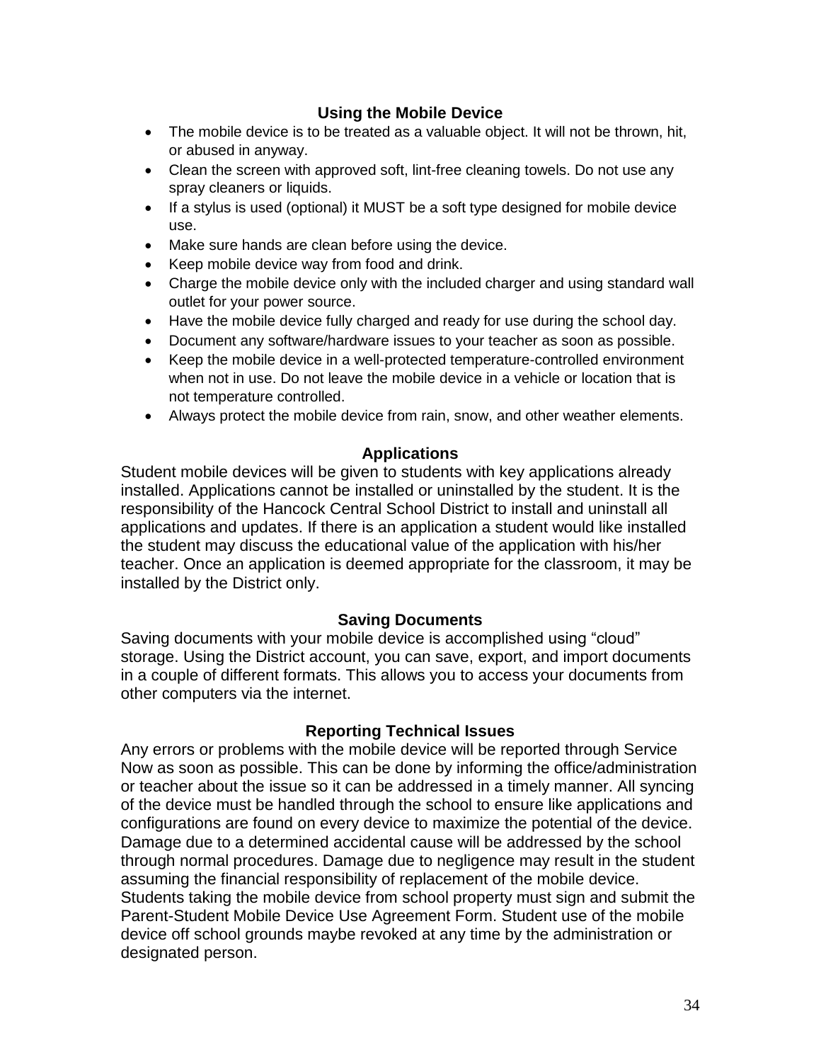### Using the Mobile Device

- The mobile device is to be treated as a valuable object. It will not be thrown, hit, or abused in anyway.
- Clean the screen with approved soft, lint-free cleaning towels. Do not use any spray cleaners or liquids.
- If a stylus is used (optional) it MUST be a soft type designed for mobile device use.
- Make sure hands are clean before using the device.
- Keep mobile device way from food and drink.
- Charge the mobile device only with the included charger and using standard wall outlet for your power source.
- Have the mobile device fully charged and ready for use during the school day.
- Document any software/hardware issues to your teacher as soon as possible.
- Keep the mobile device in a well-protected temperature-controlled environment when not in use. Do not leave the mobile device in a vehicle or location that is not temperature controlled.
- Always protect the mobile device from rain, snow, and other weather elements.

### Applications

Student mobile devices will be given to students with key applications already installed. Applications cannot be installed or uninstalled by the student. It is the responsibility of the Hancock Central School District to install and uninstall all applications and updates. If there is an application a student would like installed the student may discuss the educational value of the application with his/her teacher. Once an application is deemed appropriate for the classroom, it may be installed by the District only.

### Saving Documents

Saving documents with your mobile device is accomplished using "cloud" storage. Using the District account, you can save, export, and import documents in a couple of different formats. This allows you to access your documents from other computers via the internet.

### Reporting Technical Issues

Any errors or problems with the mobile device will be reported through Service Now as soon as possible. This can be done by informing the office/administration or teacher about the issue so it can be addressed in a timely manner. All syncing of the device must be handled through the school to ensure like applications and configurations are found on every device to maximize the potential of the device. Damage due to a determined accidental cause will be addressed by the school through normal procedures. Damage due to negligence may result in the student assuming the financial responsibility of replacement of the mobile device. Students taking the mobile device from school property must sign and submit the Parent-Student Mobile Device Use Agreement Form. Student use of the mobile device off school grounds maybe revoked at any time by the administration or designated person.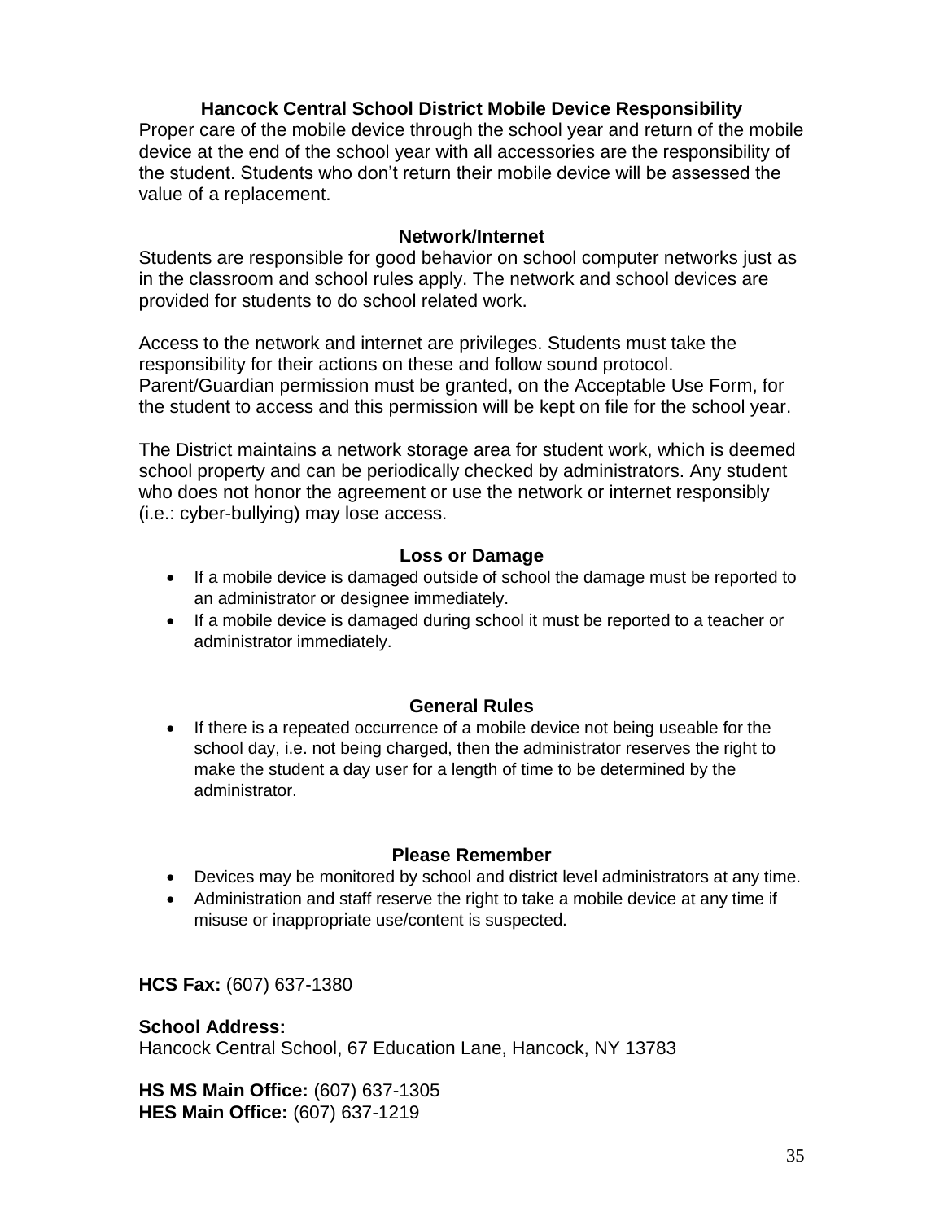## Hancock Central School District Mobile Device Responsibility

Proper care of the mobile device through the school year and return of the mobile device at the end of the school year with all accessories are the responsibility of the student. Students who don't return their mobile device will be assessed the value of a replacement.

## Network/Internet

Students are responsible for good behavior on school computer networks just as in the classroom and school rules apply. The network and school devices are provided for students to do school related work.

Access to the network and internet are privileges. Students must take the responsibility for their actions on these and follow sound protocol. Parent/Guardian permission must be granted, on the Acceptable Use Form, for the student to access and this permission will be kept on file for the school year.

The District maintains a network storage area for student work, which is deemed school property and can be periodically checked by administrators. Any student who does not honor the agreement or use the network or internet responsibly (i.e.: cyber-bullying) may lose access.

## Loss or Damage

- If a mobile device is damaged outside of school the damage must be reported to an administrator or designee immediately.
- If a mobile device is damaged during school it must be reported to a teacher or administrator immediately.

## General Rules

- If there is a repeated occurrence of a mobile device not being useable for the school day, i.e. not being charged, then the administrator reserves the right to make the student a day user for a length of time to be determined by the administrator.

## Please Remember

- Devices may be monitored by school and district level administrators at any time.
- Administration and staff reserve the right to take a mobile device at any time if misuse or inappropriate use/content is suspected.

**HCS Fax:** (607) 637-1380

**School Address:**
Hancock Central School, 67 Education Lane, Hancock, NY 13783

**HS MS Main Office:** (607) 637-1305
**HES Main Office:** (607) 637-1219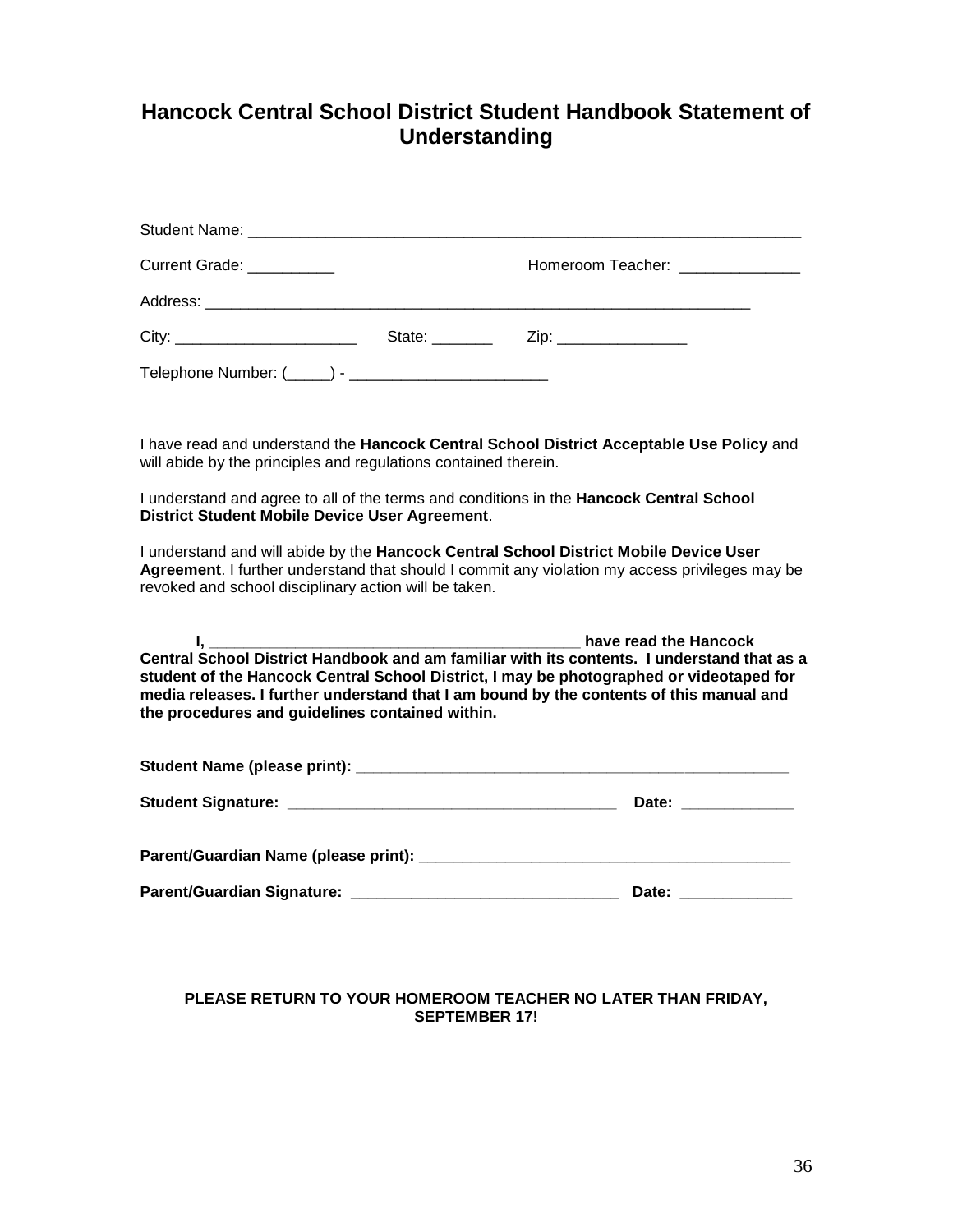# Hancock Central School District Student Handbook Statement of Understanding

Student Name: ___________________________________________________________________

Current Grade: __________ Homeroom Teacher: ______________

Address: __________________________________________________________________

City: ______________________ State: _______ Zip: ________________

Telephone Number: (_____) - _______________________

I have read and understand the **Hancock Central School District Acceptable Use Policy** and will abide by the principles and regulations contained therein.

I understand and agree to all of the terms and conditions in the **Hancock Central School District Student Mobile Device User Agreement**.

I understand and will abide by the **Hancock Central School District Mobile Device User Agreement**. I further understand that should I commit any violation my access privileges may be revoked and school disciplinary action will be taken.

**I, ______________________________________________ have read the Hancock Central School District Handbook and am familiar with its contents. I understand that as a student of the Hancock Central School District, I may be photographed or videotaped for media releases. I further understand that I am bound by the contents of this manual and the procedures and guidelines contained within.**

**Student Name (please print):** _____________________________________________________

**Student Signature:** ________________________________________ **Date:** _____________

**Parent/Guardian Name (please print):** ____________________________________________

**Parent/Guardian Signature:** _______________________________ **Date:** _____________

**PLEASE RETURN TO YOUR HOMEROOM TEACHER NO LATER THAN FRIDAY, SEPTEMBER 17!**